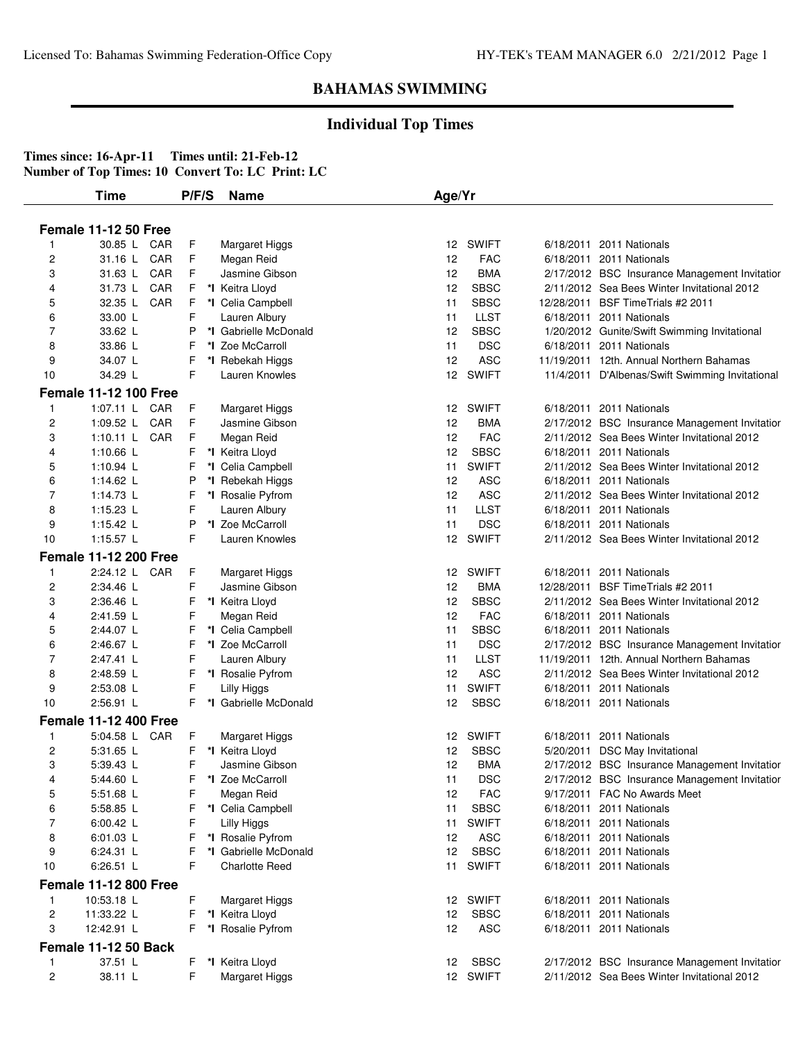# BAHAMAS SWIMMING

## Individual Top Times

**Times since: 16-Apr-11 Times until: 21-Feb-12**
**Number of Top Times: 10 Convert To: LC Print: LC**

| | Time | | P/F/S | | Name | Age | Yr | Date | Meet |
|---|---|---|---|---|---|---|---|---|---|
| **Female 11-12 50 Free** | | | | | | | | | |
| 1 | 30.85 L | CAR | F | | Margaret Higgs | 12 | SWIFT | 6/18/2011 | 2011 Nationals |
| 2 | 31.16 L | CAR | F | | Megan Reid | 12 | FAC | 6/18/2011 | 2011 Nationals |
| 3 | 31.63 L | CAR | F | | Jasmine Gibson | 12 | BMA | 2/17/2012 | BSC Insurance Management Invitatior |
| 4 | 31.73 L | CAR | F | *I | Keitra Lloyd | 12 | SBSC | 2/11/2012 | Sea Bees Winter Invitational 2012 |
| 5 | 32.35 L | CAR | F | *I | Celia Campbell | 11 | SBSC | 12/28/2011 | BSF TimeTrials #2 2011 |
| 6 | 33.00 L | | F | | Lauren Albury | 11 | LLST | 6/18/2011 | 2011 Nationals |
| 7 | 33.62 L | | P | *I | Gabrielle McDonald | 12 | SBSC | 1/20/2012 | Gunite/Swift Swimming Invitational |
| 8 | 33.86 L | | F | *I | Zoe McCarroll | 11 | DSC | 6/18/2011 | 2011 Nationals |
| 9 | 34.07 L | | F | *I | Rebekah Higgs | 12 | ASC | 11/19/2011 | 12th. Annual Northern Bahamas |
| 10 | 34.29 L | | F | | Lauren Knowles | 12 | SWIFT | 11/4/2011 | D'Albenas/Swift Swimming Invitational |
| **Female 11-12 100 Free** | | | | | | | | | |
| 1 | 1:07.11 L | CAR | F | | Margaret Higgs | 12 | SWIFT | 6/18/2011 | 2011 Nationals |
| 2 | 1:09.52 L | CAR | F | | Jasmine Gibson | 12 | BMA | 2/17/2012 | BSC Insurance Management Invitatior |
| 3 | 1:10.11 L | CAR | F | | Megan Reid | 12 | FAC | 2/11/2012 | Sea Bees Winter Invitational 2012 |
| 4 | 1:10.66 L | | F | *I | Keitra Lloyd | 12 | SBSC | 6/18/2011 | 2011 Nationals |
| 5 | 1:10.94 L | | F | *I | Celia Campbell | 11 | SWIFT | 2/11/2012 | Sea Bees Winter Invitational 2012 |
| 6 | 1:14.62 L | | P | *I | Rebekah Higgs | 12 | ASC | 6/18/2011 | 2011 Nationals |
| 7 | 1:14.73 L | | F | *I | Rosalie Pyfrom | 12 | ASC | 2/11/2012 | Sea Bees Winter Invitational 2012 |
| 8 | 1:15.23 L | | F | | Lauren Albury | 11 | LLST | 6/18/2011 | 2011 Nationals |
| 9 | 1:15.42 L | | P | *I | Zoe McCarroll | 11 | DSC | 6/18/2011 | 2011 Nationals |
| 10 | 1:15.57 L | | F | | Lauren Knowles | 12 | SWIFT | 2/11/2012 | Sea Bees Winter Invitational 2012 |
| **Female 11-12 200 Free** | | | | | | | | | |
| 1 | 2:24.12 L | CAR | F | | Margaret Higgs | 12 | SWIFT | 6/18/2011 | 2011 Nationals |
| 2 | 2:34.46 L | | F | | Jasmine Gibson | 12 | BMA | 12/28/2011 | BSF TimeTrials #2 2011 |
| 3 | 2:36.46 L | | F | *I | Keitra Lloyd | 12 | SBSC | 2/11/2012 | Sea Bees Winter Invitational 2012 |
| 4 | 2:41.59 L | | F | | Megan Reid | 12 | FAC | 6/18/2011 | 2011 Nationals |
| 5 | 2:44.07 L | | F | *I | Celia Campbell | 11 | SBSC | 6/18/2011 | 2011 Nationals |
| 6 | 2:46.67 L | | F | *I | Zoe McCarroll | 11 | DSC | 2/17/2012 | BSC Insurance Management Invitatior |
| 7 | 2:47.41 L | | F | | Lauren Albury | 11 | LLST | 11/19/2011 | 12th. Annual Northern Bahamas |
| 8 | 2:48.59 L | | F | *I | Rosalie Pyfrom | 12 | ASC | 2/11/2012 | Sea Bees Winter Invitational 2012 |
| 9 | 2:53.08 L | | F | | Lilly Higgs | 11 | SWIFT | 6/18/2011 | 2011 Nationals |
| 10 | 2:56.91 L | | F | *I | Gabrielle McDonald | 12 | SBSC | 6/18/2011 | 2011 Nationals |
| **Female 11-12 400 Free** | | | | | | | | | |
| 1 | 5:04.58 L | CAR | F | | Margaret Higgs | 12 | SWIFT | 6/18/2011 | 2011 Nationals |
| 2 | 5:31.65 L | | F | *I | Keitra Lloyd | 12 | SBSC | 5/20/2011 | DSC May Invitational |
| 3 | 5:39.43 L | | F | | Jasmine Gibson | 12 | BMA | 2/17/2012 | BSC Insurance Management Invitatior |
| 4 | 5:44.60 L | | F | *I | Zoe McCarroll | 11 | DSC | 2/17/2012 | BSC Insurance Management Invitatior |
| 5 | 5:51.68 L | | F | | Megan Reid | 12 | FAC | 9/17/2011 | FAC No Awards Meet |
| 6 | 5:58.85 L | | F | *I | Celia Campbell | 11 | SBSC | 6/18/2011 | 2011 Nationals |
| 7 | 6:00.42 L | | F | | Lilly Higgs | 11 | SWIFT | 6/18/2011 | 2011 Nationals |
| 8 | 6:01.03 L | | F | *I | Rosalie Pyfrom | 12 | ASC | 6/18/2011 | 2011 Nationals |
| 9 | 6:24.31 L | | F | *I | Gabrielle McDonald | 12 | SBSC | 6/18/2011 | 2011 Nationals |
| 10 | 6:26.51 L | | F | | Charlotte Reed | 11 | SWIFT | 6/18/2011 | 2011 Nationals |
| **Female 11-12 800 Free** | | | | | | | | | |
| 1 | 10:53.18 L | | F | | Margaret Higgs | 12 | SWIFT | 6/18/2011 | 2011 Nationals |
| 2 | 11:33.22 L | | F | *I | Keitra Lloyd | 12 | SBSC | 6/18/2011 | 2011 Nationals |
| 3 | 12:42.91 L | | F | *I | Rosalie Pyfrom | 12 | ASC | 6/18/2011 | 2011 Nationals |
| **Female 11-12 50 Back** | | | | | | | | | |
| 1 | 37.51 L | | F | *I | Keitra Lloyd | 12 | SBSC | 2/17/2012 | BSC Insurance Management Invitatior |
| 2 | 38.11 L | | F | | Margaret Higgs | 12 | SWIFT | 2/11/2012 | Sea Bees Winter Invitational 2012 |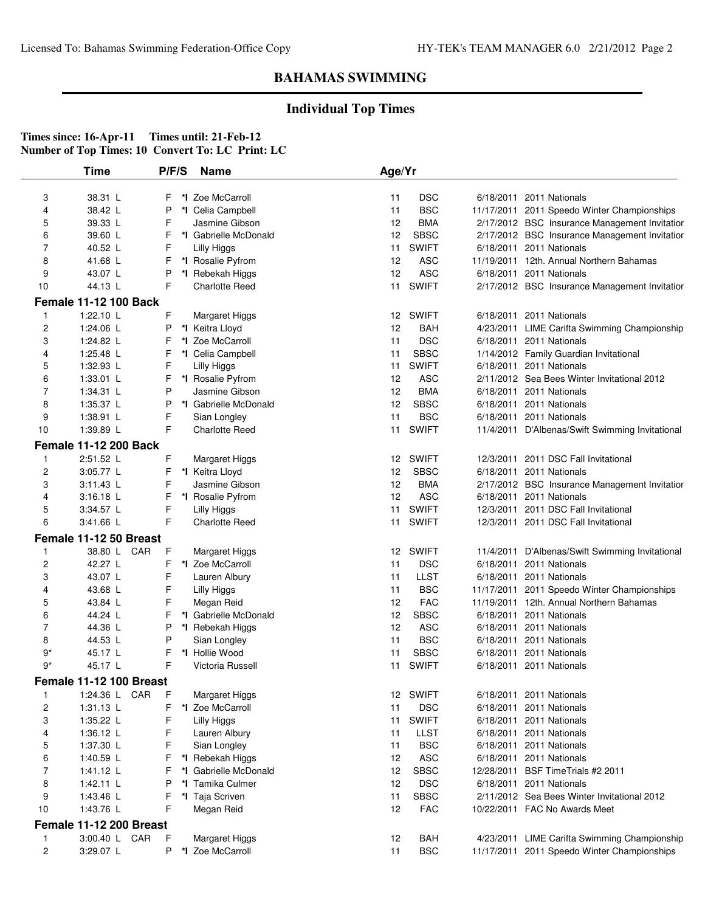# BAHAMAS SWIMMING

## Individual Top Times

**Times since: 16-Apr-11 Times until: 21-Feb-12**
**Number of Top Times: 10 Convert To: LC Print: LC**

| | Time | | P/F/S | | Name | Age/Yr | | | |
|---|---|---|---|---|---|---|---|---|---|
| 3 | 38.31 L | | F | *I | Zoe McCarroll | 11 | DSC | 6/18/2011 | 2011 Nationals |
| 4 | 38.42 L | | P | *I | Celia Campbell | 11 | BSC | 11/17/2011 | 2011 Speedo Winter Championships |
| 5 | 39.33 L | | F | | Jasmine Gibson | 12 | BMA | 2/17/2012 | BSC Insurance Management Invitatior |
| 6 | 39.60 L | | F | *I | Gabrielle McDonald | 12 | SBSC | 2/17/2012 | BSC Insurance Management Invitatior |
| 7 | 40.52 L | | F | | Lilly Higgs | 11 | SWIFT | 6/18/2011 | 2011 Nationals |
| 8 | 41.68 L | | F | *I | Rosalie Pyfrom | 12 | ASC | 11/19/2011 | 12th. Annual Northern Bahamas |
| 9 | 43.07 L | | P | *I | Rebekah Higgs | 12 | ASC | 6/18/2011 | 2011 Nationals |
| 10 | 44.13 L | | F | | Charlotte Reed | 11 | SWIFT | 2/17/2012 | BSC Insurance Management Invitatior |
| **Female 11-12 100 Back** | | | | | | | | | |
| 1 | 1:22.10 L | | F | | Margaret Higgs | 12 | SWIFT | 6/18/2011 | 2011 Nationals |
| 2 | 1:24.06 L | | P | *I | Keitra Lloyd | 12 | BAH | 4/23/2011 | LIME Carifta Swimming Championship |
| 3 | 1:24.82 L | | F | *I | Zoe McCarroll | 11 | DSC | 6/18/2011 | 2011 Nationals |
| 4 | 1:25.48 L | | F | *I | Celia Campbell | 11 | SBSC | 1/14/2012 | Family Guardian Invitational |
| 5 | 1:32.93 L | | F | | Lilly Higgs | 11 | SWIFT | 6/18/2011 | 2011 Nationals |
| 6 | 1:33.01 L | | F | *I | Rosalie Pyfrom | 12 | ASC | 2/11/2012 | Sea Bees Winter Invitational 2012 |
| 7 | 1:34.31 L | | P | | Jasmine Gibson | 12 | BMA | 6/18/2011 | 2011 Nationals |
| 8 | 1:35.37 L | | P | *I | Gabrielle McDonald | 12 | SBSC | 6/18/2011 | 2011 Nationals |
| 9 | 1:38.91 L | | F | | Sian Longley | 11 | BSC | 6/18/2011 | 2011 Nationals |
| 10 | 1:39.89 L | | F | | Charlotte Reed | 11 | SWIFT | 11/4/2011 | D'Albenas/Swift Swimming Invitational |
| **Female 11-12 200 Back** | | | | | | | | | |
| 1 | 2:51.52 L | | F | | Margaret Higgs | 12 | SWIFT | 12/3/2011 | 2011 DSC Fall Invitational |
| 2 | 3:05.77 L | | F | *I | Keitra Lloyd | 12 | SBSC | 6/18/2011 | 2011 Nationals |
| 3 | 3:11.43 L | | F | | Jasmine Gibson | 12 | BMA | 2/17/2012 | BSC Insurance Management Invitatior |
| 4 | 3:16.18 L | | F | *I | Rosalie Pyfrom | 12 | ASC | 6/18/2011 | 2011 Nationals |
| 5 | 3:34.57 L | | F | | Lilly Higgs | 11 | SWIFT | 12/3/2011 | 2011 DSC Fall Invitational |
| 6 | 3:41.66 L | | F | | Charlotte Reed | 11 | SWIFT | 12/3/2011 | 2011 DSC Fall Invitational |
| **Female 11-12 50 Breast** | | | | | | | | | |
| 1 | 38.80 L | CAR | F | | Margaret Higgs | 12 | SWIFT | 11/4/2011 | D'Albenas/Swift Swimming Invitational |
| 2 | 42.27 L | | F | *I | Zoe McCarroll | 11 | DSC | 6/18/2011 | 2011 Nationals |
| 3 | 43.07 L | | F | | Lauren Albury | 11 | LLST | 6/18/2011 | 2011 Nationals |
| 4 | 43.68 L | | F | | Lilly Higgs | 11 | BSC | 11/17/2011 | 2011 Speedo Winter Championships |
| 5 | 43.84 L | | F | | Megan Reid | 12 | FAC | 11/19/2011 | 12th. Annual Northern Bahamas |
| 6 | 44.24 L | | F | *I | Gabrielle McDonald | 12 | SBSC | 6/18/2011 | 2011 Nationals |
| 7 | 44.36 L | | P | *I | Rebekah Higgs | 12 | ASC | 6/18/2011 | 2011 Nationals |
| 8 | 44.53 L | | P | | Sian Longley | 11 | BSC | 6/18/2011 | 2011 Nationals |
| 9* | 45.17 L | | F | *I | Hollie Wood | 11 | SBSC | 6/18/2011 | 2011 Nationals |
| 9* | 45.17 L | | F | | Victoria Russell | 11 | SWIFT | 6/18/2011 | 2011 Nationals |
| **Female 11-12 100 Breast** | | | | | | | | | |
| 1 | 1:24.36 L | CAR | F | | Margaret Higgs | 12 | SWIFT | 6/18/2011 | 2011 Nationals |
| 2 | 1:31.13 L | | F | *I | Zoe McCarroll | 11 | DSC | 6/18/2011 | 2011 Nationals |
| 3 | 1:35.22 L | | F | | Lilly Higgs | 11 | SWIFT | 6/18/2011 | 2011 Nationals |
| 4 | 1:36.12 L | | F | | Lauren Albury | 11 | LLST | 6/18/2011 | 2011 Nationals |
| 5 | 1:37.30 L | | F | | Sian Longley | 11 | BSC | 6/18/2011 | 2011 Nationals |
| 6 | 1:40.59 L | | F | *I | Rebekah Higgs | 12 | ASC | 6/18/2011 | 2011 Nationals |
| 7 | 1:41.12 L | | F | *I | Gabrielle McDonald | 12 | SBSC | 12/28/2011 | BSF TimeTrials #2 2011 |
| 8 | 1:42.11 L | | P | *I | Tamika Culmer | 12 | DSC | 6/18/2011 | 2011 Nationals |
| 9 | 1:43.46 L | | F | *I | Taja Scriven | 11 | SBSC | 2/11/2012 | Sea Bees Winter Invitational 2012 |
| 10 | 1:43.76 L | | F | | Megan Reid | 12 | FAC | 10/22/2011 | FAC No Awards Meet |
| **Female 11-12 200 Breast** | | | | | | | | | |
| 1 | 3:00.40 L | CAR | F | | Margaret Higgs | 12 | BAH | 4/23/2011 | LIME Carifta Swimming Championship |
| 2 | 3:29.07 L | | P | *I | Zoe McCarroll | 11 | BSC | 11/17/2011 | 2011 Speedo Winter Championships |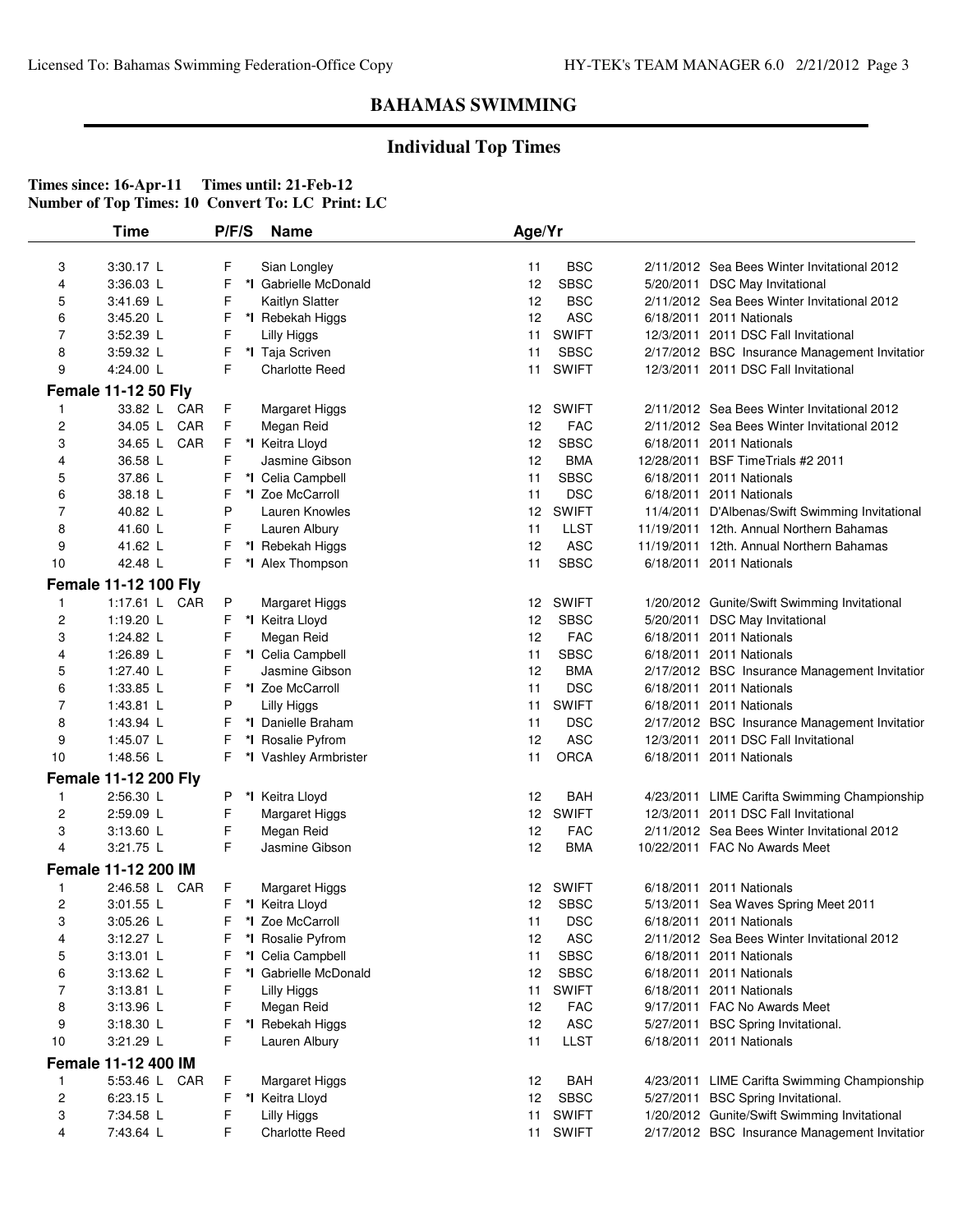# BAHAMAS SWIMMING

## Individual Top Times

**Times since: 16-Apr-11 Times until: 21-Feb-12**
**Number of Top Times: 10 Convert To: LC Print: LC**

| | Time | | P/F/S | | Name | Age/Yr | | | |
|---|---|---|---|---|---|---|---|---|---|
| 3 | 3:30.17 L | | F | | Sian Longley | 11 | BSC | 2/11/2012 | Sea Bees Winter Invitational 2012 |
| 4 | 3:36.03 L | | F | *I | Gabrielle McDonald | 12 | SBSC | 5/20/2011 | DSC May Invitational |
| 5 | 3:41.69 L | | F | | Kaitlyn Slatter | 12 | BSC | 2/11/2012 | Sea Bees Winter Invitational 2012 |
| 6 | 3:45.20 L | | F | *I | Rebekah Higgs | 12 | ASC | 6/18/2011 | 2011 Nationals |
| 7 | 3:52.39 L | | F | | Lilly Higgs | 11 | SWIFT | 12/3/2011 | 2011 DSC Fall Invitational |
| 8 | 3:59.32 L | | F | *I | Taja Scriven | 11 | SBSC | 2/17/2012 | BSC Insurance Management Invitatior |
| 9 | 4:24.00 L | | F | | Charlotte Reed | 11 | SWIFT | 12/3/2011 | 2011 DSC Fall Invitational |

### Female 11-12 50 Fly

| | Time | | P/F/S | | Name | Age/Yr | | | |
|---|---|---|---|---|---|---|---|---|---|
| 1 | 33.82 L | CAR | F | | Margaret Higgs | 12 | SWIFT | 2/11/2012 | Sea Bees Winter Invitational 2012 |
| 2 | 34.05 L | CAR | F | | Megan Reid | 12 | FAC | 2/11/2012 | Sea Bees Winter Invitational 2012 |
| 3 | 34.65 L | CAR | F | *I | Keitra Lloyd | 12 | SBSC | 6/18/2011 | 2011 Nationals |
| 4 | 36.58 L | | F | | Jasmine Gibson | 12 | BMA | 12/28/2011 | BSF TimeTrials #2 2011 |
| 5 | 37.86 L | | F | *I | Celia Campbell | 11 | SBSC | 6/18/2011 | 2011 Nationals |
| 6 | 38.18 L | | F | *I | Zoe McCarroll | 11 | DSC | 6/18/2011 | 2011 Nationals |
| 7 | 40.82 L | | P | | Lauren Knowles | 12 | SWIFT | 11/4/2011 | D'Albenas/Swift Swimming Invitational |
| 8 | 41.60 L | | F | | Lauren Albury | 11 | LLST | 11/19/2011 | 12th. Annual Northern Bahamas |
| 9 | 41.62 L | | F | *I | Rebekah Higgs | 12 | ASC | 11/19/2011 | 12th. Annual Northern Bahamas |
| 10 | 42.48 L | | F | *I | Alex Thompson | 11 | SBSC | 6/18/2011 | 2011 Nationals |

### Female 11-12 100 Fly

| | Time | | P/F/S | | Name | Age/Yr | | | |
|---|---|---|---|---|---|---|---|---|---|
| 1 | 1:17.61 L | CAR | P | | Margaret Higgs | 12 | SWIFT | 1/20/2012 | Gunite/Swift Swimming Invitational |
| 2 | 1:19.20 L | | F | *I | Keitra Lloyd | 12 | SBSC | 5/20/2011 | DSC May Invitational |
| 3 | 1:24.82 L | | F | | Megan Reid | 12 | FAC | 6/18/2011 | 2011 Nationals |
| 4 | 1:26.89 L | | F | *I | Celia Campbell | 11 | SBSC | 6/18/2011 | 2011 Nationals |
| 5 | 1:27.40 L | | F | | Jasmine Gibson | 12 | BMA | 2/17/2012 | BSC Insurance Management Invitatior |
| 6 | 1:33.85 L | | F | *I | Zoe McCarroll | 11 | DSC | 6/18/2011 | 2011 Nationals |
| 7 | 1:43.81 L | | P | | Lilly Higgs | 11 | SWIFT | 6/18/2011 | 2011 Nationals |
| 8 | 1:43.94 L | | F | *I | Danielle Braham | 11 | DSC | 2/17/2012 | BSC Insurance Management Invitatior |
| 9 | 1:45.07 L | | F | *I | Rosalie Pyfrom | 12 | ASC | 12/3/2011 | 2011 DSC Fall Invitational |
| 10 | 1:48.56 L | | F | *I | Vashley Armbrister | 11 | ORCA | 6/18/2011 | 2011 Nationals |

### Female 11-12 200 Fly

| | Time | | P/F/S | | Name | Age/Yr | | | |
|---|---|---|---|---|---|---|---|---|---|
| 1 | 2:56.30 L | | P | *I | Keitra Lloyd | 12 | BAH | 4/23/2011 | LIME Carifta Swimming Championship |
| 2 | 2:59.09 L | | F | | Margaret Higgs | 12 | SWIFT | 12/3/2011 | 2011 DSC Fall Invitational |
| 3 | 3:13.60 L | | F | | Megan Reid | 12 | FAC | 2/11/2012 | Sea Bees Winter Invitational 2012 |
| 4 | 3:21.75 L | | F | | Jasmine Gibson | 12 | BMA | 10/22/2011 | FAC No Awards Meet |

### Female 11-12 200 IM

| | Time | | P/F/S | | Name | Age/Yr | | | |
|---|---|---|---|---|---|---|---|---|---|
| 1 | 2:46.58 L | CAR | F | | Margaret Higgs | 12 | SWIFT | 6/18/2011 | 2011 Nationals |
| 2 | 3:01.55 L | | F | *I | Keitra Lloyd | 12 | SBSC | 5/13/2011 | Sea Waves Spring Meet 2011 |
| 3 | 3:05.26 L | | F | *I | Zoe McCarroll | 11 | DSC | 6/18/2011 | 2011 Nationals |
| 4 | 3:12.27 L | | F | *I | Rosalie Pyfrom | 12 | ASC | 2/11/2012 | Sea Bees Winter Invitational 2012 |
| 5 | 3:13.01 L | | F | *I | Celia Campbell | 11 | SBSC | 6/18/2011 | 2011 Nationals |
| 6 | 3:13.62 L | | F | *I | Gabrielle McDonald | 12 | SBSC | 6/18/2011 | 2011 Nationals |
| 7 | 3:13.81 L | | F | | Lilly Higgs | 11 | SWIFT | 6/18/2011 | 2011 Nationals |
| 8 | 3:13.96 L | | F | | Megan Reid | 12 | FAC | 9/17/2011 | FAC No Awards Meet |
| 9 | 3:18.30 L | | F | *I | Rebekah Higgs | 12 | ASC | 5/27/2011 | BSC Spring Invitational. |
| 10 | 3:21.29 L | | F | | Lauren Albury | 11 | LLST | 6/18/2011 | 2011 Nationals |

### Female 11-12 400 IM

| | Time | | P/F/S | | Name | Age/Yr | | | |
|---|---|---|---|---|---|---|---|---|---|
| 1 | 5:53.46 L | CAR | F | | Margaret Higgs | 12 | BAH | 4/23/2011 | LIME Carifta Swimming Championship |
| 2 | 6:23.15 L | | F | *I | Keitra Lloyd | 12 | SBSC | 5/27/2011 | BSC Spring Invitational. |
| 3 | 7:34.58 L | | F | | Lilly Higgs | 11 | SWIFT | 1/20/2012 | Gunite/Swift Swimming Invitational |
| 4 | 7:43.64 L | | F | | Charlotte Reed | 11 | SWIFT | 2/17/2012 | BSC Insurance Management Invitatior |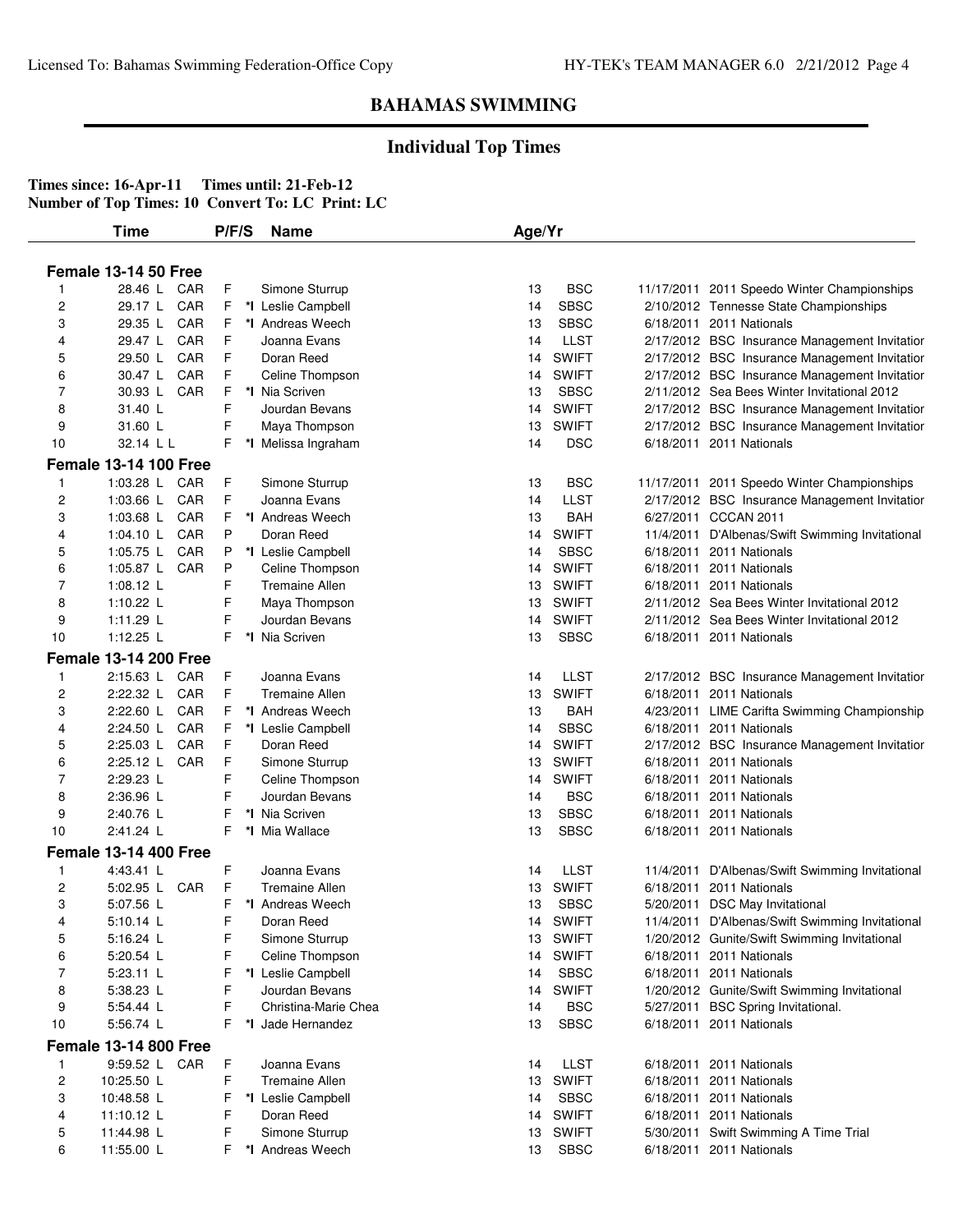# BAHAMAS SWIMMING

## Individual Top Times

**Times since: 16-Apr-11 Times until: 21-Feb-12**
**Number of Top Times: 10 Convert To: LC Print: LC**

| | Time | | P/F/S | | Name | Age/Yr | | | |
|---|---|---|---|---|---|---|---|---|---|
| **Female 13-14 50 Free** | | | | | | | | | |
| 1 | 28.46 L | CAR | F | | Simone Sturrup | 13 | BSC | 11/17/2011 | 2011 Speedo Winter Championships |
| 2 | 29.17 L | CAR | F | *I | Leslie Campbell | 14 | SBSC | 2/10/2012 | Tennesse State Championships |
| 3 | 29.35 L | CAR | F | *I | Andreas Weech | 13 | SBSC | 6/18/2011 | 2011 Nationals |
| 4 | 29.47 L | CAR | F | | Joanna Evans | 14 | LLST | 2/17/2012 | BSC Insurance Management Invitatior |
| 5 | 29.50 L | CAR | F | | Doran Reed | 14 | SWIFT | 2/17/2012 | BSC Insurance Management Invitatior |
| 6 | 30.47 L | CAR | F | | Celine Thompson | 14 | SWIFT | 2/17/2012 | BSC Insurance Management Invitatior |
| 7 | 30.93 L | CAR | F | *I | Nia Scriven | 13 | SBSC | 2/11/2012 | Sea Bees Winter Invitational 2012 |
| 8 | 31.40 L | | F | | Jourdan Bevans | 14 | SWIFT | 2/17/2012 | BSC Insurance Management Invitatior |
| 9 | 31.60 L | | F | | Maya Thompson | 13 | SWIFT | 2/17/2012 | BSC Insurance Management Invitatior |
| 10 | 32.14 L L | | F | *I | Melissa Ingraham | 14 | DSC | 6/18/2011 | 2011 Nationals |
| **Female 13-14 100 Free** | | | | | | | | | |
| 1 | 1:03.28 L | CAR | F | | Simone Sturrup | 13 | BSC | 11/17/2011 | 2011 Speedo Winter Championships |
| 2 | 1:03.66 L | CAR | F | | Joanna Evans | 14 | LLST | 2/17/2012 | BSC Insurance Management Invitatior |
| 3 | 1:03.68 L | CAR | F | *I | Andreas Weech | 13 | BAH | 6/27/2011 | CCCAN 2011 |
| 4 | 1:04.10 L | CAR | P | | Doran Reed | 14 | SWIFT | 11/4/2011 | D'Albenas/Swift Swimming Invitational |
| 5 | 1:05.75 L | CAR | P | *I | Leslie Campbell | 14 | SBSC | 6/18/2011 | 2011 Nationals |
| 6 | 1:05.87 L | CAR | P | | Celine Thompson | 14 | SWIFT | 6/18/2011 | 2011 Nationals |
| 7 | 1:08.12 L | | F | | Tremaine Allen | 13 | SWIFT | 6/18/2011 | 2011 Nationals |
| 8 | 1:10.22 L | | F | | Maya Thompson | 13 | SWIFT | 2/11/2012 | Sea Bees Winter Invitational 2012 |
| 9 | 1:11.29 L | | F | | Jourdan Bevans | 14 | SWIFT | 2/11/2012 | Sea Bees Winter Invitational 2012 |
| 10 | 1:12.25 L | | F | *I | Nia Scriven | 13 | SBSC | 6/18/2011 | 2011 Nationals |
| **Female 13-14 200 Free** | | | | | | | | | |
| 1 | 2:15.63 L | CAR | F | | Joanna Evans | 14 | LLST | 2/17/2012 | BSC Insurance Management Invitatior |
| 2 | 2:22.32 L | CAR | F | | Tremaine Allen | 13 | SWIFT | 6/18/2011 | 2011 Nationals |
| 3 | 2:22.60 L | CAR | F | *I | Andreas Weech | 13 | BAH | 4/23/2011 | LIME Carifta Swimming Championship |
| 4 | 2:24.50 L | CAR | F | *I | Leslie Campbell | 14 | SBSC | 6/18/2011 | 2011 Nationals |
| 5 | 2:25.03 L | CAR | F | | Doran Reed | 14 | SWIFT | 2/17/2012 | BSC Insurance Management Invitatior |
| 6 | 2:25.12 L | CAR | F | | Simone Sturrup | 13 | SWIFT | 6/18/2011 | 2011 Nationals |
| 7 | 2:29.23 L | | F | | Celine Thompson | 14 | SWIFT | 6/18/2011 | 2011 Nationals |
| 8 | 2:36.96 L | | F | | Jourdan Bevans | 14 | BSC | 6/18/2011 | 2011 Nationals |
| 9 | 2:40.76 L | | F | *I | Nia Scriven | 13 | SBSC | 6/18/2011 | 2011 Nationals |
| 10 | 2:41.24 L | | F | *I | Mia Wallace | 13 | SBSC | 6/18/2011 | 2011 Nationals |
| **Female 13-14 400 Free** | | | | | | | | | |
| 1 | 4:43.41 L | | F | | Joanna Evans | 14 | LLST | 11/4/2011 | D'Albenas/Swift Swimming Invitational |
| 2 | 5:02.95 L | CAR | F | | Tremaine Allen | 13 | SWIFT | 6/18/2011 | 2011 Nationals |
| 3 | 5:07.56 L | | F | *I | Andreas Weech | 13 | SBSC | 5/20/2011 | DSC May Invitational |
| 4 | 5:10.14 L | | F | | Doran Reed | 14 | SWIFT | 11/4/2011 | D'Albenas/Swift Swimming Invitational |
| 5 | 5:16.24 L | | F | | Simone Sturrup | 13 | SWIFT | 1/20/2012 | Gunite/Swift Swimming Invitational |
| 6 | 5:20.54 L | | F | | Celine Thompson | 14 | SWIFT | 6/18/2011 | 2011 Nationals |
| 7 | 5:23.11 L | | F | *I | Leslie Campbell | 14 | SBSC | 6/18/2011 | 2011 Nationals |
| 8 | 5:38.23 L | | F | | Jourdan Bevans | 14 | SWIFT | 1/20/2012 | Gunite/Swift Swimming Invitational |
| 9 | 5:54.44 L | | F | | Christina-Marie Chea | 14 | BSC | 5/27/2011 | BSC Spring Invitational. |
| 10 | 5:56.74 L | | F | *I | Jade Hernandez | 13 | SBSC | 6/18/2011 | 2011 Nationals |
| **Female 13-14 800 Free** | | | | | | | | | |
| 1 | 9:59.52 L | CAR | F | | Joanna Evans | 14 | LLST | 6/18/2011 | 2011 Nationals |
| 2 | 10:25.50 L | | F | | Tremaine Allen | 13 | SWIFT | 6/18/2011 | 2011 Nationals |
| 3 | 10:48.58 L | | F | *I | Leslie Campbell | 14 | SBSC | 6/18/2011 | 2011 Nationals |
| 4 | 11:10.12 L | | F | | Doran Reed | 14 | SWIFT | 6/18/2011 | 2011 Nationals |
| 5 | 11:44.98 L | | F | | Simone Sturrup | 13 | SWIFT | 5/30/2011 | Swift Swimming A Time Trial |
| 6 | 11:55.00 L | | F | *I | Andreas Weech | 13 | SBSC | 6/18/2011 | 2011 Nationals |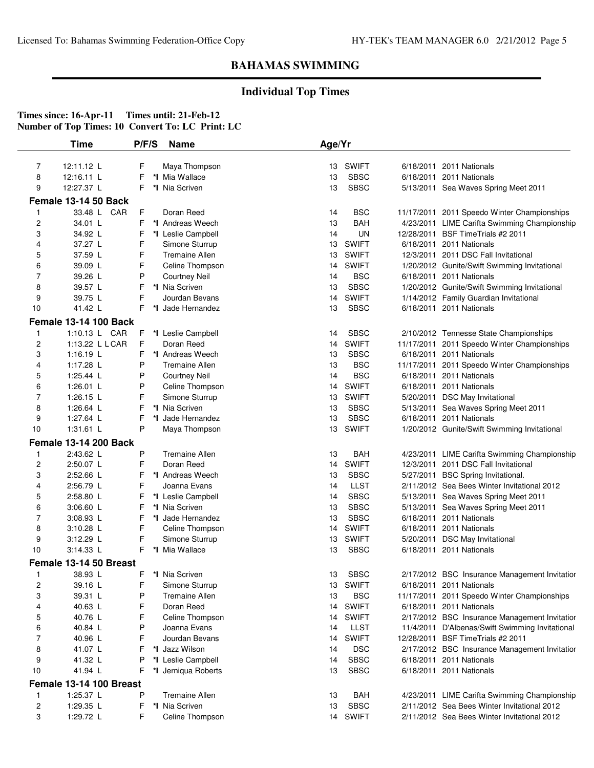## BAHAMAS SWIMMING

### Individual Top Times

**Times since: 16-Apr-11 Times until: 21-Feb-12**
**Number of Top Times: 10 Convert To: LC Print: LC**

| | Time | P/F/S | | Name | Age/Yr | | | |
|---|---|---|---|---|---|---|---|---|
| 7 | 12:11.12 L | F | | Maya Thompson | 13 | SWIFT | 6/18/2011 | 2011 Nationals |
| 8 | 12:16.11 L | F | *I | Mia Wallace | 13 | SBSC | 6/18/2011 | 2011 Nationals |
| 9 | 12:27.37 L | F | *I | Nia Scriven | 13 | SBSC | 5/13/2011 | Sea Waves Spring Meet 2011 |
| **Female 13-14 50 Back** | | | | | | | | |
| 1 | 33.48 L CAR | F | | Doran Reed | 14 | BSC | 11/17/2011 | 2011 Speedo Winter Championships |
| 2 | 34.01 L | F | *I | Andreas Weech | 13 | BAH | 4/23/2011 | LIME Carifta Swimming Championship |
| 3 | 34.92 L | F | *I | Leslie Campbell | 14 | UN | 12/28/2011 | BSF TimeTrials #2 2011 |
| 4 | 37.27 L | F | | Simone Sturrup | 13 | SWIFT | 6/18/2011 | 2011 Nationals |
| 5 | 37.59 L | F | | Tremaine Allen | 13 | SWIFT | 12/3/2011 | 2011 DSC Fall Invitational |
| 6 | 39.09 L | F | | Celine Thompson | 14 | SWIFT | 1/20/2012 | Gunite/Swift Swimming Invitational |
| 7 | 39.26 L | P | | Courtney Neil | 14 | BSC | 6/18/2011 | 2011 Nationals |
| 8 | 39.57 L | F | *I | Nia Scriven | 13 | SBSC | 1/20/2012 | Gunite/Swift Swimming Invitational |
| 9 | 39.75 L | F | | Jourdan Bevans | 14 | SWIFT | 1/14/2012 | Family Guardian Invitational |
| 10 | 41.42 L | F | *I | Jade Hernandez | 13 | SBSC | 6/18/2011 | 2011 Nationals |
| **Female 13-14 100 Back** | | | | | | | | |
| 1 | 1:10.13 L CAR | F | *I | Leslie Campbell | 14 | SBSC | 2/10/2012 | Tennesse State Championships |
| 2 | 1:13.22 L L CAR | F | | Doran Reed | 14 | SWIFT | 11/17/2011 | 2011 Speedo Winter Championships |
| 3 | 1:16.19 L | F | *I | Andreas Weech | 13 | SBSC | 6/18/2011 | 2011 Nationals |
| 4 | 1:17.28 L | P | | Tremaine Allen | 13 | BSC | 11/17/2011 | 2011 Speedo Winter Championships |
| 5 | 1:25.44 L | P | | Courtney Neil | 14 | BSC | 6/18/2011 | 2011 Nationals |
| 6 | 1:26.01 L | P | | Celine Thompson | 14 | SWIFT | 6/18/2011 | 2011 Nationals |
| 7 | 1:26.15 L | F | | Simone Sturrup | 13 | SWIFT | 5/20/2011 | DSC May Invitational |
| 8 | 1:26.64 L | F | *I | Nia Scriven | 13 | SBSC | 5/13/2011 | Sea Waves Spring Meet 2011 |
| 9 | 1:27.64 L | F | *I | Jade Hernandez | 13 | SBSC | 6/18/2011 | 2011 Nationals |
| 10 | 1:31.61 L | P | | Maya Thompson | 13 | SWIFT | 1/20/2012 | Gunite/Swift Swimming Invitational |
| **Female 13-14 200 Back** | | | | | | | | |
| 1 | 2:43.62 L | P | | Tremaine Allen | 13 | BAH | 4/23/2011 | LIME Carifta Swimming Championship |
| 2 | 2:50.07 L | F | | Doran Reed | 14 | SWIFT | 12/3/2011 | 2011 DSC Fall Invitational |
| 3 | 2:52.66 L | F | *I | Andreas Weech | 13 | SBSC | 5/27/2011 | BSC Spring Invitational. |
| 4 | 2:56.79 L | F | | Joanna Evans | 14 | LLST | 2/11/2012 | Sea Bees Winter Invitational 2012 |
| 5 | 2:58.80 L | F | *I | Leslie Campbell | 14 | SBSC | 5/13/2011 | Sea Waves Spring Meet 2011 |
| 6 | 3:06.60 L | F | *I | Nia Scriven | 13 | SBSC | 5/13/2011 | Sea Waves Spring Meet 2011 |
| 7 | 3:08.93 L | F | *I | Jade Hernandez | 13 | SBSC | 6/18/2011 | 2011 Nationals |
| 8 | 3:10.28 L | F | | Celine Thompson | 14 | SWIFT | 6/18/2011 | 2011 Nationals |
| 9 | 3:12.29 L | F | | Simone Sturrup | 13 | SWIFT | 5/20/2011 | DSC May Invitational |
| 10 | 3:14.33 L | F | *I | Mia Wallace | 13 | SBSC | 6/18/2011 | 2011 Nationals |
| **Female 13-14 50 Breast** | | | | | | | | |
| 1 | 38.93 L | F | *I | Nia Scriven | 13 | SBSC | 2/17/2012 | BSC Insurance Management Invitatior |
| 2 | 39.16 L | F | | Simone Sturrup | 13 | SWIFT | 6/18/2011 | 2011 Nationals |
| 3 | 39.31 L | P | | Tremaine Allen | 13 | BSC | 11/17/2011 | 2011 Speedo Winter Championships |
| 4 | 40.63 L | F | | Doran Reed | 14 | SWIFT | 6/18/2011 | 2011 Nationals |
| 5 | 40.76 L | F | | Celine Thompson | 14 | SWIFT | 2/17/2012 | BSC Insurance Management Invitatior |
| 6 | 40.84 L | P | | Joanna Evans | 14 | LLST | 11/4/2011 | D'Albenas/Swift Swimming Invitational |
| 7 | 40.96 L | F | | Jourdan Bevans | 14 | SWIFT | 12/28/2011 | BSF TimeTrials #2 2011 |
| 8 | 41.07 L | F | *I | Jazz Wilson | 14 | DSC | 2/17/2012 | BSC Insurance Management Invitatior |
| 9 | 41.32 L | P | *I | Leslie Campbell | 14 | SBSC | 6/18/2011 | 2011 Nationals |
| 10 | 41.94 L | F | *I | Jerniqua Roberts | 13 | SBSC | 6/18/2011 | 2011 Nationals |
| **Female 13-14 100 Breast** | | | | | | | | |
| 1 | 1:25.37 L | P | | Tremaine Allen | 13 | BAH | 4/23/2011 | LIME Carifta Swimming Championship |
| 2 | 1:29.35 L | F | *I | Nia Scriven | 13 | SBSC | 2/11/2012 | Sea Bees Winter Invitational 2012 |
| 3 | 1:29.72 L | F | | Celine Thompson | 14 | SWIFT | 2/11/2012 | Sea Bees Winter Invitational 2012 |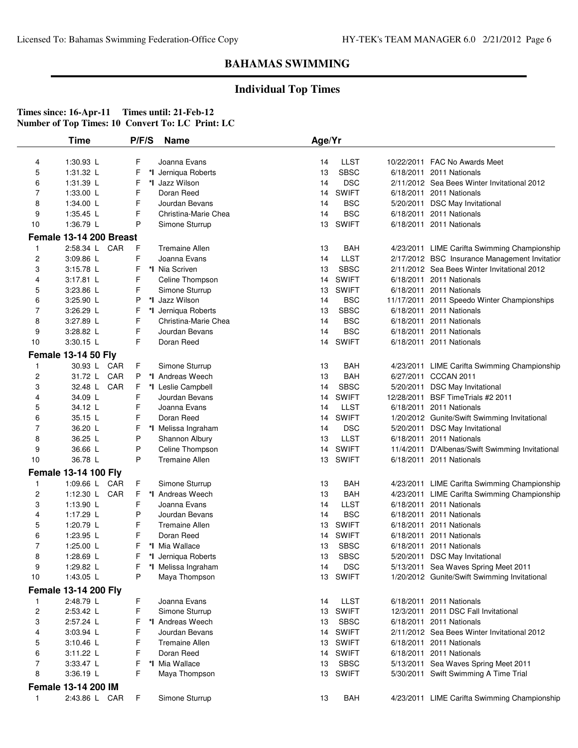# BAHAMAS SWIMMING

## Individual Top Times

**Times since: 16-Apr-11 Times until: 21-Feb-12**
**Number of Top Times: 10 Convert To: LC Print: LC**

| | Time | | P/F/S | | Name | Age/Yr | | | |
|---|---|---|---|---|---|---|---|---|---|
| 4 | 1:30.93 L | | F | | Joanna Evans | 14 | LLST | 10/22/2011 | FAC No Awards Meet |
| 5 | 1:31.32 L | | F | *I | Jerniqua Roberts | 13 | SBSC | 6/18/2011 | 2011 Nationals |
| 6 | 1:31.39 L | | F | *I | Jazz Wilson | 14 | DSC | 2/11/2012 | Sea Bees Winter Invitational 2012 |
| 7 | 1:33.00 L | | F | | Doran Reed | 14 | SWIFT | 6/18/2011 | 2011 Nationals |
| 8 | 1:34.00 L | | F | | Jourdan Bevans | 14 | BSC | 5/20/2011 | DSC May Invitational |
| 9 | 1:35.45 L | | F | | Christina-Marie Chea | 14 | BSC | 6/18/2011 | 2011 Nationals |
| 10 | 1:36.79 L | | P | | Simone Sturrup | 13 | SWIFT | 6/18/2011 | 2011 Nationals |

### Female 13-14 200 Breast

| | Time | | P/F/S | | Name | Age/Yr | | | |
|---|---|---|---|---|---|---|---|---|---|
| 1 | 2:58.34 L | CAR | F | | Tremaine Allen | 13 | BAH | 4/23/2011 | LIME Carifta Swimming Championship |
| 2 | 3:09.86 L | | F | | Joanna Evans | 14 | LLST | 2/17/2012 | BSC Insurance Management Invitatior |
| 3 | 3:15.78 L | | F | *I | Nia Scriven | 13 | SBSC | 2/11/2012 | Sea Bees Winter Invitational 2012 |
| 4 | 3:17.81 L | | F | | Celine Thompson | 14 | SWIFT | 6/18/2011 | 2011 Nationals |
| 5 | 3:23.86 L | | F | | Simone Sturrup | 13 | SWIFT | 6/18/2011 | 2011 Nationals |
| 6 | 3:25.90 L | | P | *I | Jazz Wilson | 14 | BSC | 11/17/2011 | 2011 Speedo Winter Championships |
| 7 | 3:26.29 L | | F | *I | Jerniqua Roberts | 13 | SBSC | 6/18/2011 | 2011 Nationals |
| 8 | 3:27.89 L | | F | | Christina-Marie Chea | 14 | BSC | 6/18/2011 | 2011 Nationals |
| 9 | 3:28.82 L | | F | | Jourdan Bevans | 14 | BSC | 6/18/2011 | 2011 Nationals |
| 10 | 3:30.15 L | | F | | Doran Reed | 14 | SWIFT | 6/18/2011 | 2011 Nationals |

### Female 13-14 50 Fly

| | Time | | P/F/S | | Name | Age/Yr | | | |
|---|---|---|---|---|---|---|---|---|---|
| 1 | 30.93 L | CAR | F | | Simone Sturrup | 13 | BAH | 4/23/2011 | LIME Carifta Swimming Championship |
| 2 | 31.72 L | CAR | P | *I | Andreas Weech | 13 | BAH | 6/27/2011 | CCCAN 2011 |
| 3 | 32.48 L | CAR | F | *I | Leslie Campbell | 14 | SBSC | 5/20/2011 | DSC May Invitational |
| 4 | 34.09 L | | F | | Jourdan Bevans | 14 | SWIFT | 12/28/2011 | BSF TimeTrials #2 2011 |
| 5 | 34.12 L | | F | | Joanna Evans | 14 | LLST | 6/18/2011 | 2011 Nationals |
| 6 | 35.15 L | | F | | Doran Reed | 14 | SWIFT | 1/20/2012 | Gunite/Swift Swimming Invitational |
| 7 | 36.20 L | | F | *I | Melissa Ingraham | 14 | DSC | 5/20/2011 | DSC May Invitational |
| 8 | 36.25 L | | P | | Shannon Albury | 13 | LLST | 6/18/2011 | 2011 Nationals |
| 9 | 36.66 L | | P | | Celine Thompson | 14 | SWIFT | 11/4/2011 | D'Albenas/Swift Swimming Invitational |
| 10 | 36.78 L | | P | | Tremaine Allen | 13 | SWIFT | 6/18/2011 | 2011 Nationals |

### Female 13-14 100 Fly

| | Time | | P/F/S | | Name | Age/Yr | | | |
|---|---|---|---|---|---|---|---|---|---|
| 1 | 1:09.66 L | CAR | F | | Simone Sturrup | 13 | BAH | 4/23/2011 | LIME Carifta Swimming Championship |
| 2 | 1:12.30 L | CAR | F | *I | Andreas Weech | 13 | BAH | 4/23/2011 | LIME Carifta Swimming Championship |
| 3 | 1:13.90 L | | F | | Joanna Evans | 14 | LLST | 6/18/2011 | 2011 Nationals |
| 4 | 1:17.29 L | | P | | Jourdan Bevans | 14 | BSC | 6/18/2011 | 2011 Nationals |
| 5 | 1:20.79 L | | F | | Tremaine Allen | 13 | SWIFT | 6/18/2011 | 2011 Nationals |
| 6 | 1:23.95 L | | F | | Doran Reed | 14 | SWIFT | 6/18/2011 | 2011 Nationals |
| 7 | 1:25.00 L | | F | *I | Mia Wallace | 13 | SBSC | 6/18/2011 | 2011 Nationals |
| 8 | 1:28.69 L | | F | *I | Jerniqua Roberts | 13 | SBSC | 5/20/2011 | DSC May Invitational |
| 9 | 1:29.82 L | | F | *I | Melissa Ingraham | 14 | DSC | 5/13/2011 | Sea Waves Spring Meet 2011 |
| 10 | 1:43.05 L | | P | | Maya Thompson | 13 | SWIFT | 1/20/2012 | Gunite/Swift Swimming Invitational |

### Female 13-14 200 Fly

| | Time | | P/F/S | | Name | Age/Yr | | | |
|---|---|---|---|---|---|---|---|---|---|
| 1 | 2:48.79 L | | F | | Joanna Evans | 14 | LLST | 6/18/2011 | 2011 Nationals |
| 2 | 2:53.42 L | | F | | Simone Sturrup | 13 | SWIFT | 12/3/2011 | 2011 DSC Fall Invitational |
| 3 | 2:57.24 L | | F | *I | Andreas Weech | 13 | SBSC | 6/18/2011 | 2011 Nationals |
| 4 | 3:03.94 L | | F | | Jourdan Bevans | 14 | SWIFT | 2/11/2012 | Sea Bees Winter Invitational 2012 |
| 5 | 3:10.46 L | | F | | Tremaine Allen | 13 | SWIFT | 6/18/2011 | 2011 Nationals |
| 6 | 3:11.22 L | | F | | Doran Reed | 14 | SWIFT | 6/18/2011 | 2011 Nationals |
| 7 | 3:33.47 L | | F | *I | Mia Wallace | 13 | SBSC | 5/13/2011 | Sea Waves Spring Meet 2011 |
| 8 | 3:36.19 L | | F | | Maya Thompson | 13 | SWIFT | 5/30/2011 | Swift Swimming A Time Trial |

### Female 13-14 200 IM

| | Time | | P/F/S | | Name | Age/Yr | | | |
|---|---|---|---|---|---|---|---|---|---|
| 1 | 2:43.86 L | CAR | F | | Simone Sturrup | 13 | BAH | 4/23/2011 | LIME Carifta Swimming Championship |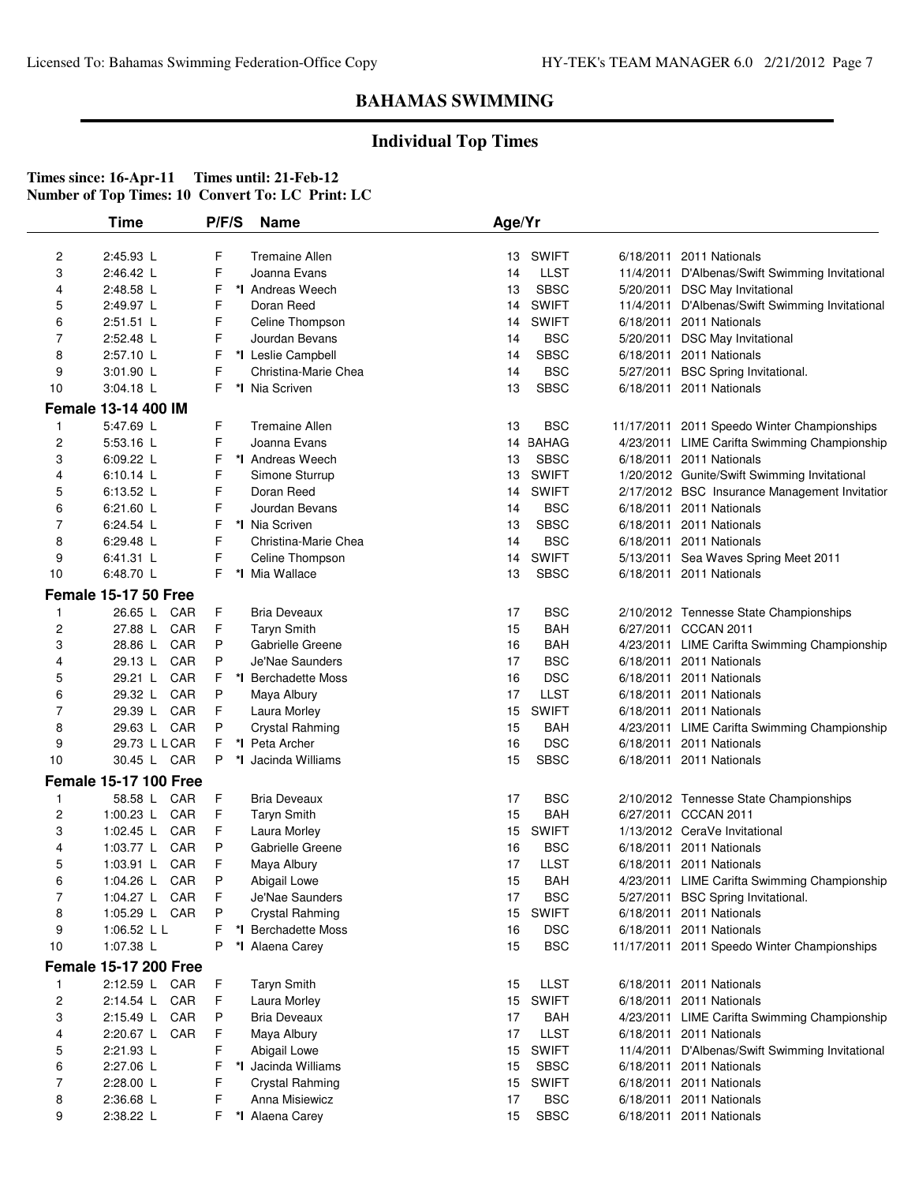# BAHAMAS SWIMMING

## Individual Top Times

**Times since: 16-Apr-11 Times until: 21-Feb-12**
**Number of Top Times: 10 Convert To: LC Print: LC**

| | Time | | P/F/S | | Name | Age | Yr | Date | Meet |
|---|---|---|---|---|---|---|---|---|---|
| 2 | 2:45.93 L | | F | | Tremaine Allen | 13 | SWIFT | 6/18/2011 | 2011 Nationals |
| 3 | 2:46.42 L | | F | | Joanna Evans | 14 | LLST | 11/4/2011 | D'Albenas/Swift Swimming Invitational |
| 4 | 2:48.58 L | | F | *I | Andreas Weech | 13 | SBSC | 5/20/2011 | DSC May Invitational |
| 5 | 2:49.97 L | | F | | Doran Reed | 14 | SWIFT | 11/4/2011 | D'Albenas/Swift Swimming Invitational |
| 6 | 2:51.51 L | | F | | Celine Thompson | 14 | SWIFT | 6/18/2011 | 2011 Nationals |
| 7 | 2:52.48 L | | F | | Jourdan Bevans | 14 | BSC | 5/20/2011 | DSC May Invitational |
| 8 | 2:57.10 L | | F | *I | Leslie Campbell | 14 | SBSC | 6/18/2011 | 2011 Nationals |
| 9 | 3:01.90 L | | F | | Christina-Marie Chea | 14 | BSC | 5/27/2011 | BSC Spring Invitational. |
| 10 | 3:04.18 L | | F | *I | Nia Scriven | 13 | SBSC | 6/18/2011 | 2011 Nationals |
| **Female 13-14 400 IM** | | | | | | | | | |
| 1 | 5:47.69 L | | F | | Tremaine Allen | 13 | BSC | 11/17/2011 | 2011 Speedo Winter Championships |
| 2 | 5:53.16 L | | F | | Joanna Evans | 14 | BAHAG | 4/23/2011 | LIME Carifta Swimming Championship |
| 3 | 6:09.22 L | | F | *I | Andreas Weech | 13 | SBSC | 6/18/2011 | 2011 Nationals |
| 4 | 6:10.14 L | | F | | Simone Sturrup | 13 | SWIFT | 1/20/2012 | Gunite/Swift Swimming Invitational |
| 5 | 6:13.52 L | | F | | Doran Reed | 14 | SWIFT | 2/17/2012 | BSC Insurance Management Invitatior |
| 6 | 6:21.60 L | | F | | Jourdan Bevans | 14 | BSC | 6/18/2011 | 2011 Nationals |
| 7 | 6:24.54 L | | F | *I | Nia Scriven | 13 | SBSC | 6/18/2011 | 2011 Nationals |
| 8 | 6:29.48 L | | F | | Christina-Marie Chea | 14 | BSC | 6/18/2011 | 2011 Nationals |
| 9 | 6:41.31 L | | F | | Celine Thompson | 14 | SWIFT | 5/13/2011 | Sea Waves Spring Meet 2011 |
| 10 | 6:48.70 L | | F | *I | Mia Wallace | 13 | SBSC | 6/18/2011 | 2011 Nationals |
| **Female 15-17 50 Free** | | | | | | | | | |
| 1 | 26.65 L | CAR | F | | Bria Deveaux | 17 | BSC | 2/10/2012 | Tennesse State Championships |
| 2 | 27.88 L | CAR | F | | Taryn Smith | 15 | BAH | 6/27/2011 | CCCAN 2011 |
| 3 | 28.86 L | CAR | P | | Gabrielle Greene | 16 | BAH | 4/23/2011 | LIME Carifta Swimming Championship |
| 4 | 29.13 L | CAR | P | | Je'Nae Saunders | 17 | BSC | 6/18/2011 | 2011 Nationals |
| 5 | 29.21 L | CAR | F | *I | Berchadette Moss | 16 | DSC | 6/18/2011 | 2011 Nationals |
| 6 | 29.32 L | CAR | P | | Maya Albury | 17 | LLST | 6/18/2011 | 2011 Nationals |
| 7 | 29.39 L | CAR | F | | Laura Morley | 15 | SWIFT | 6/18/2011 | 2011 Nationals |
| 8 | 29.63 L | CAR | P | | Crystal Rahming | 15 | BAH | 4/23/2011 | LIME Carifta Swimming Championship |
| 9 | 29.73 L L | CAR | F | *I | Peta Archer | 16 | DSC | 6/18/2011 | 2011 Nationals |
| 10 | 30.45 L | CAR | P | *I | Jacinda Williams | 15 | SBSC | 6/18/2011 | 2011 Nationals |
| **Female 15-17 100 Free** | | | | | | | | | |
| 1 | 58.58 L | CAR | F | | Bria Deveaux | 17 | BSC | 2/10/2012 | Tennesse State Championships |
| 2 | 1:00.23 L | CAR | F | | Taryn Smith | 15 | BAH | 6/27/2011 | CCCAN 2011 |
| 3 | 1:02.45 L | CAR | F | | Laura Morley | 15 | SWIFT | 1/13/2012 | CeraVe Invitational |
| 4 | 1:03.77 L | CAR | P | | Gabrielle Greene | 16 | BSC | 6/18/2011 | 2011 Nationals |
| 5 | 1:03.91 L | CAR | F | | Maya Albury | 17 | LLST | 6/18/2011 | 2011 Nationals |
| 6 | 1:04.26 L | CAR | P | | Abigail Lowe | 15 | BAH | 4/23/2011 | LIME Carifta Swimming Championship |
| 7 | 1:04.27 L | CAR | F | | Je'Nae Saunders | 17 | BSC | 5/27/2011 | BSC Spring Invitational. |
| 8 | 1:05.29 L | CAR | P | | Crystal Rahming | 15 | SWIFT | 6/18/2011 | 2011 Nationals |
| 9 | 1:06.52 L L | | F | *I | Berchadette Moss | 16 | DSC | 6/18/2011 | 2011 Nationals |
| 10 | 1:07.38 L | | P | *I | Alaena Carey | 15 | BSC | 11/17/2011 | 2011 Speedo Winter Championships |
| **Female 15-17 200 Free** | | | | | | | | | |
| 1 | 2:12.59 L | CAR | F | | Taryn Smith | 15 | LLST | 6/18/2011 | 2011 Nationals |
| 2 | 2:14.54 L | CAR | F | | Laura Morley | 15 | SWIFT | 6/18/2011 | 2011 Nationals |
| 3 | 2:15.49 L | CAR | P | | Bria Deveaux | 17 | BAH | 4/23/2011 | LIME Carifta Swimming Championship |
| 4 | 2:20.67 L | CAR | F | | Maya Albury | 17 | LLST | 6/18/2011 | 2011 Nationals |
| 5 | 2:21.93 L | | F | | Abigail Lowe | 15 | SWIFT | 11/4/2011 | D'Albenas/Swift Swimming Invitational |
| 6 | 2:27.06 L | | F | *I | Jacinda Williams | 15 | SBSC | 6/18/2011 | 2011 Nationals |
| 7 | 2:28.00 L | | F | | Crystal Rahming | 15 | SWIFT | 6/18/2011 | 2011 Nationals |
| 8 | 2:36.68 L | | F | | Anna Misiewicz | 17 | BSC | 6/18/2011 | 2011 Nationals |
| 9 | 2:38.22 L | | F | *I | Alaena Carey | 15 | SBSC | 6/18/2011 | 2011 Nationals |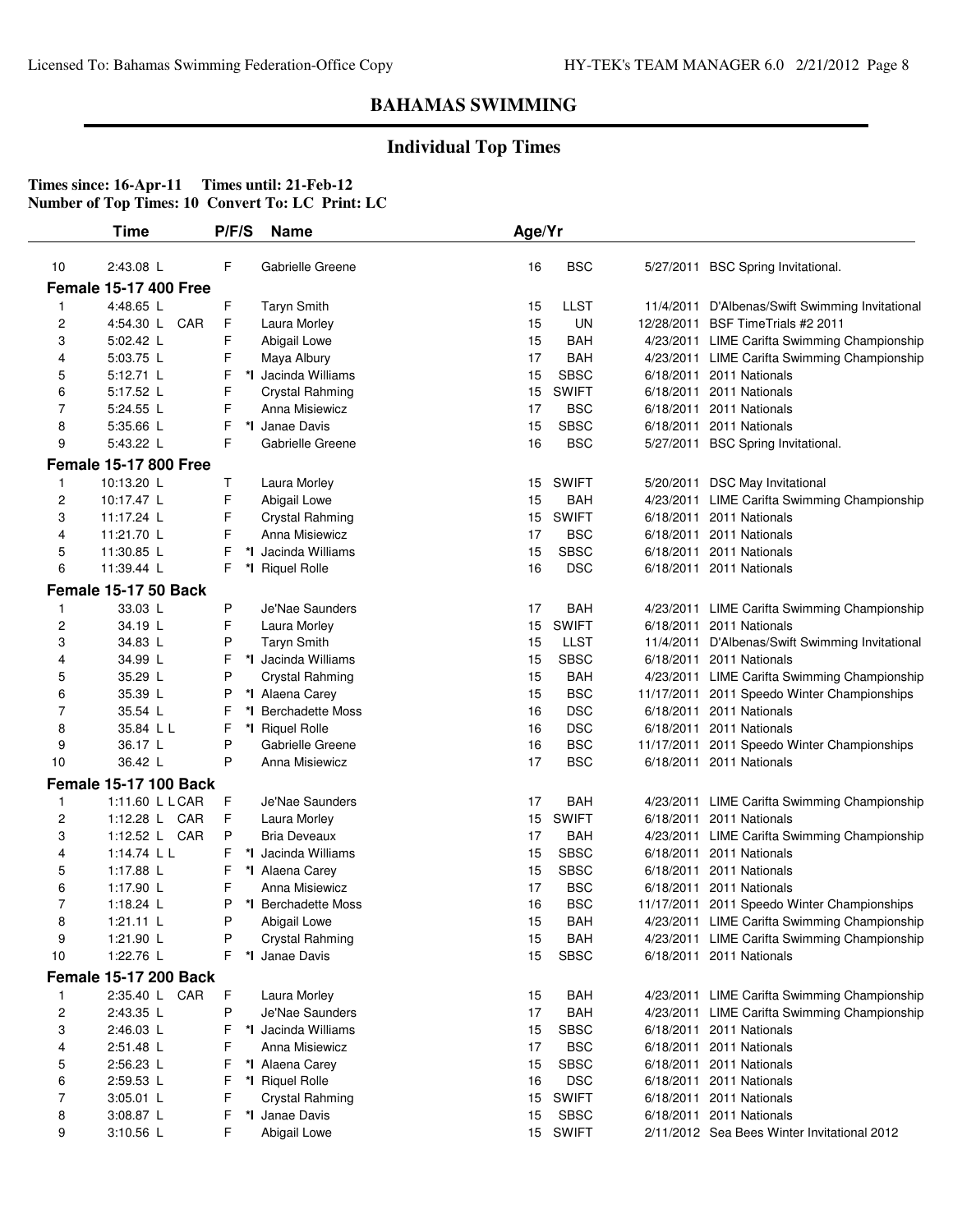## BAHAMAS SWIMMING

### Individual Top Times

**Times since: 16-Apr-11 Times until: 21-Feb-12**
**Number of Top Times: 10 Convert To: LC Print: LC**

| | Time | P/F/S | | Name | Age/Yr | Team | Date | Meet |
|---|---|---|---|---|---|---|---|---|
| 10 | 2:43.08 L | F | | Gabrielle Greene | 16 | BSC | 5/27/2011 | BSC Spring Invitational. |
| **Female 15-17 400 Free** | | | | | | | | |
| 1 | 4:48.65 L | F | | Taryn Smith | 15 | LLST | 11/4/2011 | D'Albenas/Swift Swimming Invitational |
| 2 | 4:54.30 L CAR | F | | Laura Morley | 15 | UN | 12/28/2011 | BSF TimeTrials #2 2011 |
| 3 | 5:02.42 L | F | | Abigail Lowe | 15 | BAH | 4/23/2011 | LIME Carifta Swimming Championship |
| 4 | 5:03.75 L | F | | Maya Albury | 17 | BAH | 4/23/2011 | LIME Carifta Swimming Championship |
| 5 | 5:12.71 L | F | *I | Jacinda Williams | 15 | SBSC | 6/18/2011 | 2011 Nationals |
| 6 | 5:17.52 L | F | | Crystal Rahming | 15 | SWIFT | 6/18/2011 | 2011 Nationals |
| 7 | 5:24.55 L | F | | Anna Misiewicz | 17 | BSC | 6/18/2011 | 2011 Nationals |
| 8 | 5:35.66 L | F | *I | Janae Davis | 15 | SBSC | 6/18/2011 | 2011 Nationals |
| 9 | 5:43.22 L | F | | Gabrielle Greene | 16 | BSC | 5/27/2011 | BSC Spring Invitational. |
| **Female 15-17 800 Free** | | | | | | | | |
| 1 | 10:13.20 L | T | | Laura Morley | 15 | SWIFT | 5/20/2011 | DSC May Invitational |
| 2 | 10:17.47 L | F | | Abigail Lowe | 15 | BAH | 4/23/2011 | LIME Carifta Swimming Championship |
| 3 | 11:17.24 L | F | | Crystal Rahming | 15 | SWIFT | 6/18/2011 | 2011 Nationals |
| 4 | 11:21.70 L | F | | Anna Misiewicz | 17 | BSC | 6/18/2011 | 2011 Nationals |
| 5 | 11:30.85 L | F | *I | Jacinda Williams | 15 | SBSC | 6/18/2011 | 2011 Nationals |
| 6 | 11:39.44 L | F | *I | Riquel Rolle | 16 | DSC | 6/18/2011 | 2011 Nationals |
| **Female 15-17 50 Back** | | | | | | | | |
| 1 | 33.03 L | P | | Je'Nae Saunders | 17 | BAH | 4/23/2011 | LIME Carifta Swimming Championship |
| 2 | 34.19 L | F | | Laura Morley | 15 | SWIFT | 6/18/2011 | 2011 Nationals |
| 3 | 34.83 L | P | | Taryn Smith | 15 | LLST | 11/4/2011 | D'Albenas/Swift Swimming Invitational |
| 4 | 34.99 L | F | *I | Jacinda Williams | 15 | SBSC | 6/18/2011 | 2011 Nationals |
| 5 | 35.29 L | P | | Crystal Rahming | 15 | BAH | 4/23/2011 | LIME Carifta Swimming Championship |
| 6 | 35.39 L | P | *I | Alaena Carey | 15 | BSC | 11/17/2011 | 2011 Speedo Winter Championships |
| 7 | 35.54 L | F | *I | Berchadette Moss | 16 | DSC | 6/18/2011 | 2011 Nationals |
| 8 | 35.84 L L | F | *I | Riquel Rolle | 16 | DSC | 6/18/2011 | 2011 Nationals |
| 9 | 36.17 L | P | | Gabrielle Greene | 16 | BSC | 11/17/2011 | 2011 Speedo Winter Championships |
| 10 | 36.42 L | P | | Anna Misiewicz | 17 | BSC | 6/18/2011 | 2011 Nationals |
| **Female 15-17 100 Back** | | | | | | | | |
| 1 | 1:11.60 L L CAR | F | | Je'Nae Saunders | 17 | BAH | 4/23/2011 | LIME Carifta Swimming Championship |
| 2 | 1:12.28 L CAR | F | | Laura Morley | 15 | SWIFT | 6/18/2011 | 2011 Nationals |
| 3 | 1:12.52 L CAR | P | | Bria Deveaux | 17 | BAH | 4/23/2011 | LIME Carifta Swimming Championship |
| 4 | 1:14.74 L L | F | *I | Jacinda Williams | 15 | SBSC | 6/18/2011 | 2011 Nationals |
| 5 | 1:17.88 L | F | *I | Alaena Carey | 15 | SBSC | 6/18/2011 | 2011 Nationals |
| 6 | 1:17.90 L | F | | Anna Misiewicz | 17 | BSC | 6/18/2011 | 2011 Nationals |
| 7 | 1:18.24 L | P | *I | Berchadette Moss | 16 | BSC | 11/17/2011 | 2011 Speedo Winter Championships |
| 8 | 1:21.11 L | P | | Abigail Lowe | 15 | BAH | 4/23/2011 | LIME Carifta Swimming Championship |
| 9 | 1:21.90 L | P | | Crystal Rahming | 15 | BAH | 4/23/2011 | LIME Carifta Swimming Championship |
| 10 | 1:22.76 L | F | *I | Janae Davis | 15 | SBSC | 6/18/2011 | 2011 Nationals |
| **Female 15-17 200 Back** | | | | | | | | |
| 1 | 2:35.40 L CAR | F | | Laura Morley | 15 | BAH | 4/23/2011 | LIME Carifta Swimming Championship |
| 2 | 2:43.35 L | P | | Je'Nae Saunders | 17 | BAH | 4/23/2011 | LIME Carifta Swimming Championship |
| 3 | 2:46.03 L | F | *I | Jacinda Williams | 15 | SBSC | 6/18/2011 | 2011 Nationals |
| 4 | 2:51.48 L | F | | Anna Misiewicz | 17 | BSC | 6/18/2011 | 2011 Nationals |
| 5 | 2:56.23 L | F | *I | Alaena Carey | 15 | SBSC | 6/18/2011 | 2011 Nationals |
| 6 | 2:59.53 L | F | *I | Riquel Rolle | 16 | DSC | 6/18/2011 | 2011 Nationals |
| 7 | 3:05.01 L | F | | Crystal Rahming | 15 | SWIFT | 6/18/2011 | 2011 Nationals |
| 8 | 3:08.87 L | F | *I | Janae Davis | 15 | SBSC | 6/18/2011 | 2011 Nationals |
| 9 | 3:10.56 L | F | | Abigail Lowe | 15 | SWIFT | 2/11/2012 | Sea Bees Winter Invitational 2012 |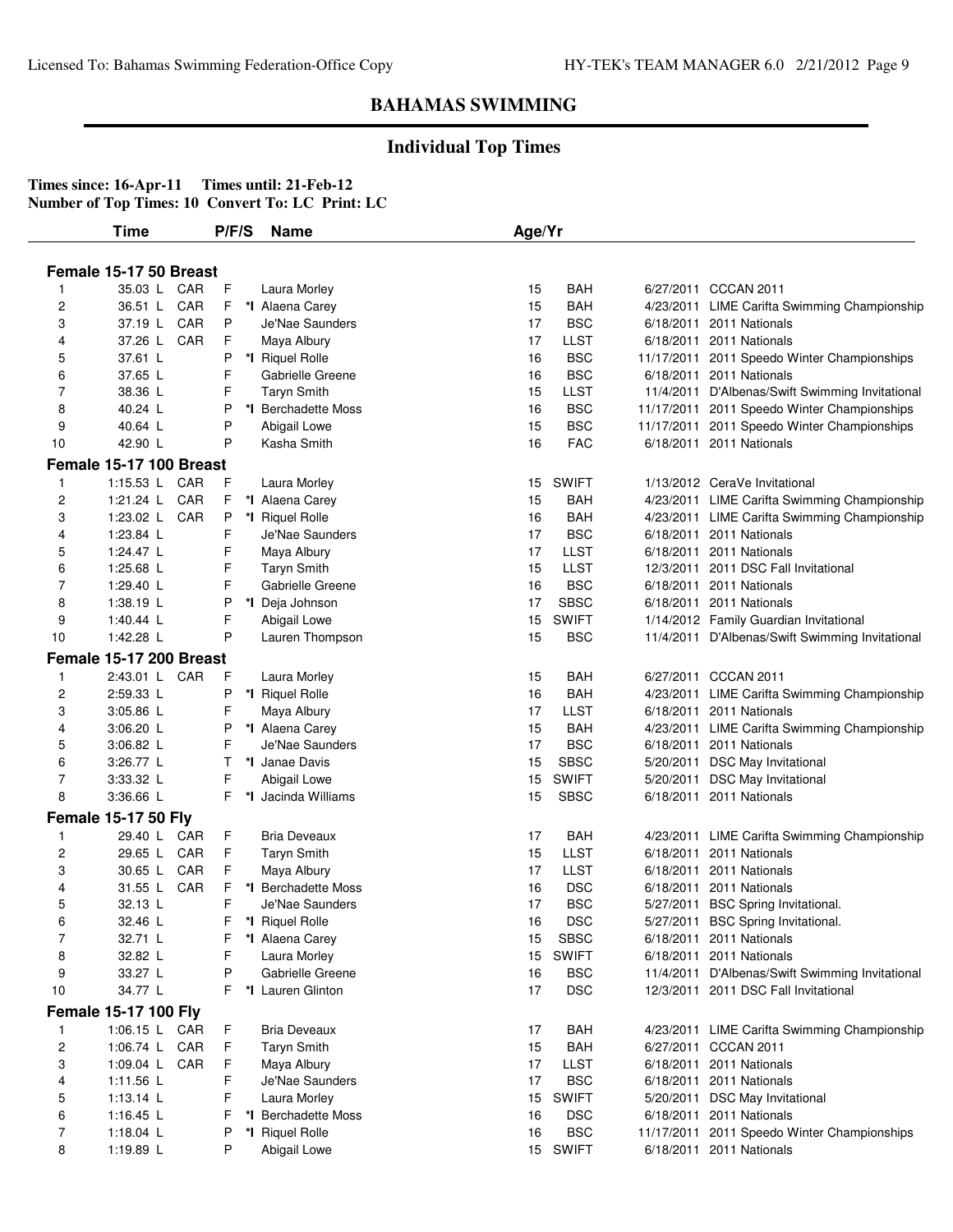# BAHAMAS SWIMMING

## Individual Top Times

**Times since: 16-Apr-11  Times until: 21-Feb-12**
**Number of Top Times: 10  Convert To: LC  Print: LC**

| | Time | | P/F/S | | Name | Age/Yr | | | |
|---|---|---|---|---|---|---|---|---|---|
| **Female 15-17 50 Breast** | | | | | | | | | |
| 1 | 35.03 L | CAR | F | | Laura Morley | 15 | BAH | 6/27/2011 | CCCAN 2011 |
| 2 | 36.51 L | CAR | F | *I | Alaena Carey | 15 | BAH | 4/23/2011 | LIME Carifta Swimming Championship |
| 3 | 37.19 L | CAR | P | | Je'Nae Saunders | 17 | BSC | 6/18/2011 | 2011 Nationals |
| 4 | 37.26 L | CAR | F | | Maya Albury | 17 | LLST | 6/18/2011 | 2011 Nationals |
| 5 | 37.61 L | | P | *I | Riquel Rolle | 16 | BSC | 11/17/2011 | 2011 Speedo Winter Championships |
| 6 | 37.65 L | | F | | Gabrielle Greene | 16 | BSC | 6/18/2011 | 2011 Nationals |
| 7 | 38.36 L | | F | | Taryn Smith | 15 | LLST | 11/4/2011 | D'Albenas/Swift Swimming Invitational |
| 8 | 40.24 L | | P | *I | Berchadette Moss | 16 | BSC | 11/17/2011 | 2011 Speedo Winter Championships |
| 9 | 40.64 L | | P | | Abigail Lowe | 15 | BSC | 11/17/2011 | 2011 Speedo Winter Championships |
| 10 | 42.90 L | | P | | Kasha Smith | 16 | FAC | 6/18/2011 | 2011 Nationals |
| **Female 15-17 100 Breast** | | | | | | | | | |
| 1 | 1:15.53 L | CAR | F | | Laura Morley | 15 | SWIFT | 1/13/2012 | CeraVe Invitational |
| 2 | 1:21.24 L | CAR | F | *I | Alaena Carey | 15 | BAH | 4/23/2011 | LIME Carifta Swimming Championship |
| 3 | 1:23.02 L | CAR | P | *I | Riquel Rolle | 16 | BAH | 4/23/2011 | LIME Carifta Swimming Championship |
| 4 | 1:23.84 L | | F | | Je'Nae Saunders | 17 | BSC | 6/18/2011 | 2011 Nationals |
| 5 | 1:24.47 L | | F | | Maya Albury | 17 | LLST | 6/18/2011 | 2011 Nationals |
| 6 | 1:25.68 L | | F | | Taryn Smith | 15 | LLST | 12/3/2011 | 2011 DSC Fall Invitational |
| 7 | 1:29.40 L | | F | | Gabrielle Greene | 16 | BSC | 6/18/2011 | 2011 Nationals |
| 8 | 1:38.19 L | | P | *I | Deja Johnson | 17 | SBSC | 6/18/2011 | 2011 Nationals |
| 9 | 1:40.44 L | | F | | Abigail Lowe | 15 | SWIFT | 1/14/2012 | Family Guardian Invitational |
| 10 | 1:42.28 L | | P | | Lauren Thompson | 15 | BSC | 11/4/2011 | D'Albenas/Swift Swimming Invitational |
| **Female 15-17 200 Breast** | | | | | | | | | |
| 1 | 2:43.01 L | CAR | F | | Laura Morley | 15 | BAH | 6/27/2011 | CCCAN 2011 |
| 2 | 2:59.33 L | | P | *I | Riquel Rolle | 16 | BAH | 4/23/2011 | LIME Carifta Swimming Championship |
| 3 | 3:05.86 L | | F | | Maya Albury | 17 | LLST | 6/18/2011 | 2011 Nationals |
| 4 | 3:06.20 L | | P | *I | Alaena Carey | 15 | BAH | 4/23/2011 | LIME Carifta Swimming Championship |
| 5 | 3:06.82 L | | F | | Je'Nae Saunders | 17 | BSC | 6/18/2011 | 2011 Nationals |
| 6 | 3:26.77 L | | T | *I | Janae Davis | 15 | SBSC | 5/20/2011 | DSC May Invitational |
| 7 | 3:33.32 L | | F | | Abigail Lowe | 15 | SWIFT | 5/20/2011 | DSC May Invitational |
| 8 | 3:36.66 L | | F | *I | Jacinda Williams | 15 | SBSC | 6/18/2011 | 2011 Nationals |
| **Female 15-17 50 Fly** | | | | | | | | | |
| 1 | 29.40 L | CAR | F | | Bria Deveaux | 17 | BAH | 4/23/2011 | LIME Carifta Swimming Championship |
| 2 | 29.65 L | CAR | F | | Taryn Smith | 15 | LLST | 6/18/2011 | 2011 Nationals |
| 3 | 30.65 L | CAR | F | | Maya Albury | 17 | LLST | 6/18/2011 | 2011 Nationals |
| 4 | 31.55 L | CAR | F | *I | Berchadette Moss | 16 | DSC | 6/18/2011 | 2011 Nationals |
| 5 | 32.13 L | | F | | Je'Nae Saunders | 17 | BSC | 5/27/2011 | BSC Spring Invitational. |
| 6 | 32.46 L | | F | *I | Riquel Rolle | 16 | DSC | 5/27/2011 | BSC Spring Invitational. |
| 7 | 32.71 L | | F | *I | Alaena Carey | 15 | SBSC | 6/18/2011 | 2011 Nationals |
| 8 | 32.82 L | | F | | Laura Morley | 15 | SWIFT | 6/18/2011 | 2011 Nationals |
| 9 | 33.27 L | | P | | Gabrielle Greene | 16 | BSC | 11/4/2011 | D'Albenas/Swift Swimming Invitational |
| 10 | 34.77 L | | F | *I | Lauren Glinton | 17 | DSC | 12/3/2011 | 2011 DSC Fall Invitational |
| **Female 15-17 100 Fly** | | | | | | | | | |
| 1 | 1:06.15 L | CAR | F | | Bria Deveaux | 17 | BAH | 4/23/2011 | LIME Carifta Swimming Championship |
| 2 | 1:06.74 L | CAR | F | | Taryn Smith | 15 | BAH | 6/27/2011 | CCCAN 2011 |
| 3 | 1:09.04 L | CAR | F | | Maya Albury | 17 | LLST | 6/18/2011 | 2011 Nationals |
| 4 | 1:11.56 L | | F | | Je'Nae Saunders | 17 | BSC | 6/18/2011 | 2011 Nationals |
| 5 | 1:13.14 L | | F | | Laura Morley | 15 | SWIFT | 5/20/2011 | DSC May Invitational |
| 6 | 1:16.45 L | | F | *I | Berchadette Moss | 16 | DSC | 6/18/2011 | 2011 Nationals |
| 7 | 1:18.04 L | | P | *I | Riquel Rolle | 16 | BSC | 11/17/2011 | 2011 Speedo Winter Championships |
| 8 | 1:19.89 L | | P | | Abigail Lowe | 15 | SWIFT | 6/18/2011 | 2011 Nationals |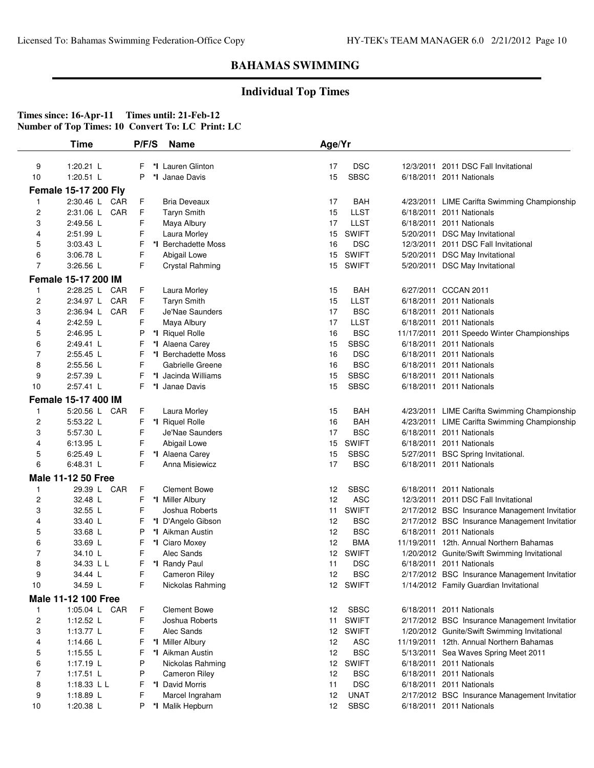## BAHAMAS SWIMMING

### Individual Top Times

**Times since: 16-Apr-11 Times until: 21-Feb-12**
**Number of Top Times: 10 Convert To: LC Print: LC**

| | Time | | P/F/S | | Name | Age/Yr | | | |
|---|---|---|---|---|---|---|---|---|---|
| 9 | 1:20.21 L | | F | *I | Lauren Glinton | 17 | DSC | 12/3/2011 | 2011 DSC Fall Invitational |
| 10 | 1:20.51 L | | P | *I | Janae Davis | 15 | SBSC | 6/18/2011 | 2011 Nationals |
| **Female 15-17 200 Fly** | | | | | | | | | |
| 1 | 2:30.46 L | CAR | F | | Bria Deveaux | 17 | BAH | 4/23/2011 | LIME Carifta Swimming Championship |
| 2 | 2:31.06 L | CAR | F | | Taryn Smith | 15 | LLST | 6/18/2011 | 2011 Nationals |
| 3 | 2:49.56 L | | F | | Maya Albury | 17 | LLST | 6/18/2011 | 2011 Nationals |
| 4 | 2:51.99 L | | F | | Laura Morley | 15 | SWIFT | 5/20/2011 | DSC May Invitational |
| 5 | 3:03.43 L | | F | *I | Berchadette Moss | 16 | DSC | 12/3/2011 | 2011 DSC Fall Invitational |
| 6 | 3:06.78 L | | F | | Abigail Lowe | 15 | SWIFT | 5/20/2011 | DSC May Invitational |
| 7 | 3:26.56 L | | F | | Crystal Rahming | 15 | SWIFT | 5/20/2011 | DSC May Invitational |
| **Female 15-17 200 IM** | | | | | | | | | |
| 1 | 2:28.25 L | CAR | F | | Laura Morley | 15 | BAH | 6/27/2011 | CCCAN 2011 |
| 2 | 2:34.97 L | CAR | F | | Taryn Smith | 15 | LLST | 6/18/2011 | 2011 Nationals |
| 3 | 2:36.94 L | CAR | F | | Je'Nae Saunders | 17 | BSC | 6/18/2011 | 2011 Nationals |
| 4 | 2:42.59 L | | F | | Maya Albury | 17 | LLST | 6/18/2011 | 2011 Nationals |
| 5 | 2:46.95 L | | P | *I | Riquel Rolle | 16 | BSC | 11/17/2011 | 2011 Speedo Winter Championships |
| 6 | 2:49.41 L | | F | *I | Alaena Carey | 15 | SBSC | 6/18/2011 | 2011 Nationals |
| 7 | 2:55.45 L | | F | *I | Berchadette Moss | 16 | DSC | 6/18/2011 | 2011 Nationals |
| 8 | 2:55.56 L | | F | | Gabrielle Greene | 16 | BSC | 6/18/2011 | 2011 Nationals |
| 9 | 2:57.39 L | | F | *I | Jacinda Williams | 15 | SBSC | 6/18/2011 | 2011 Nationals |
| 10 | 2:57.41 L | | F | *I | Janae Davis | 15 | SBSC | 6/18/2011 | 2011 Nationals |
| **Female 15-17 400 IM** | | | | | | | | | |
| 1 | 5:20.56 L | CAR | F | | Laura Morley | 15 | BAH | 4/23/2011 | LIME Carifta Swimming Championship |
| 2 | 5:53.22 L | | F | *I | Riquel Rolle | 16 | BAH | 4/23/2011 | LIME Carifta Swimming Championship |
| 3 | 5:57.30 L | | F | | Je'Nae Saunders | 17 | BSC | 6/18/2011 | 2011 Nationals |
| 4 | 6:13.95 L | | F | | Abigail Lowe | 15 | SWIFT | 6/18/2011 | 2011 Nationals |
| 5 | 6:25.49 L | | F | *I | Alaena Carey | 15 | SBSC | 5/27/2011 | BSC Spring Invitational. |
| 6 | 6:48.31 L | | F | | Anna Misiewicz | 17 | BSC | 6/18/2011 | 2011 Nationals |
| **Male 11-12 50 Free** | | | | | | | | | |
| 1 | 29.39 L | CAR | F | | Clement Bowe | 12 | SBSC | 6/18/2011 | 2011 Nationals |
| 2 | 32.48 L | | F | *I | Miller Albury | 12 | ASC | 12/3/2011 | 2011 DSC Fall Invitational |
| 3 | 32.55 L | | F | | Joshua Roberts | 11 | SWIFT | 2/17/2012 | BSC Insurance Management Invitatior |
| 4 | 33.40 L | | F | *I | D'Angelo Gibson | 12 | BSC | 2/17/2012 | BSC Insurance Management Invitatior |
| 5 | 33.68 L | | P | *I | Aikman Austin | 12 | BSC | 6/18/2011 | 2011 Nationals |
| 6 | 33.69 L | | F | *I | Ciaro Moxey | 12 | BMA | 11/19/2011 | 12th. Annual Northern Bahamas |
| 7 | 34.10 L | | F | | Alec Sands | 12 | SWIFT | 1/20/2012 | Gunite/Swift Swimming Invitational |
| 8 | 34.33 L L | | F | *I | Randy Paul | 11 | DSC | 6/18/2011 | 2011 Nationals |
| 9 | 34.44 L | | F | | Cameron Riley | 12 | BSC | 2/17/2012 | BSC Insurance Management Invitatior |
| 10 | 34.59 L | | F | | Nickolas Rahming | 12 | SWIFT | 1/14/2012 | Family Guardian Invitational |
| **Male 11-12 100 Free** | | | | | | | | | |
| 1 | 1:05.04 L | CAR | F | | Clement Bowe | 12 | SBSC | 6/18/2011 | 2011 Nationals |
| 2 | 1:12.52 L | | F | | Joshua Roberts | 11 | SWIFT | 2/17/2012 | BSC Insurance Management Invitatior |
| 3 | 1:13.77 L | | F | | Alec Sands | 12 | SWIFT | 1/20/2012 | Gunite/Swift Swimming Invitational |
| 4 | 1:14.66 L | | F | *I | Miller Albury | 12 | ASC | 11/19/2011 | 12th. Annual Northern Bahamas |
| 5 | 1:15.55 L | | F | *I | Aikman Austin | 12 | BSC | 5/13/2011 | Sea Waves Spring Meet 2011 |
| 6 | 1:17.19 L | | P | | Nickolas Rahming | 12 | SWIFT | 6/18/2011 | 2011 Nationals |
| 7 | 1:17.51 L | | P | | Cameron Riley | 12 | BSC | 6/18/2011 | 2011 Nationals |
| 8 | 1:18.33 L L | | F | *I | David Morris | 11 | DSC | 6/18/2011 | 2011 Nationals |
| 9 | 1:18.89 L | | F | | Marcel Ingraham | 12 | UNAT | 2/17/2012 | BSC Insurance Management Invitatior |
| 10 | 1:20.38 L | | P | *I | Malik Hepburn | 12 | SBSC | 6/18/2011 | 2011 Nationals |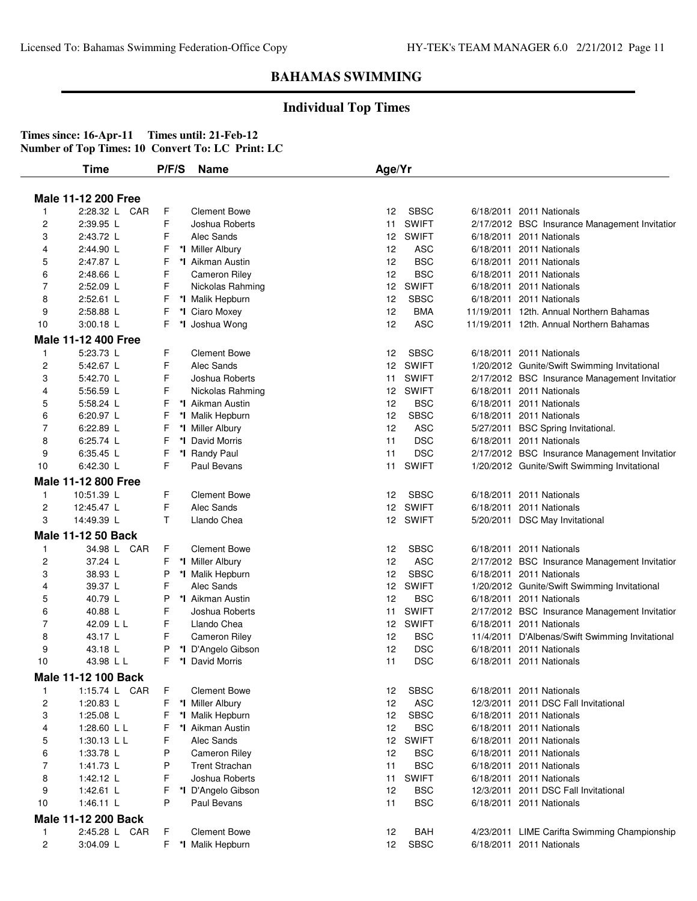## BAHAMAS SWIMMING

### Individual Top Times

**Times since: 16-Apr-11 Times until: 21-Feb-12**
**Number of Top Times: 10 Convert To: LC Print: LC**

| | Time | P/F/S | | Name | Age/Yr | | | |
|---|---|---|---|---|---|---|---|---|
| **Male 11-12 200 Free** | | | | | | | | |
| 1 | 2:28.32 L CAR | F | | Clement Bowe | 12 | SBSC | 6/18/2011 | 2011 Nationals |
| 2 | 2:39.95 L | F | | Joshua Roberts | 11 | SWIFT | 2/17/2012 | BSC Insurance Management Invitatior |
| 3 | 2:43.72 L | F | | Alec Sands | 12 | SWIFT | 6/18/2011 | 2011 Nationals |
| 4 | 2:44.90 L | F | *I | Miller Albury | 12 | ASC | 6/18/2011 | 2011 Nationals |
| 5 | 2:47.87 L | F | *I | Aikman Austin | 12 | BSC | 6/18/2011 | 2011 Nationals |
| 6 | 2:48.66 L | F | | Cameron Riley | 12 | BSC | 6/18/2011 | 2011 Nationals |
| 7 | 2:52.09 L | F | | Nickolas Rahming | 12 | SWIFT | 6/18/2011 | 2011 Nationals |
| 8 | 2:52.61 L | F | *I | Malik Hepburn | 12 | SBSC | 6/18/2011 | 2011 Nationals |
| 9 | 2:58.88 L | F | *I | Ciaro Moxey | 12 | BMA | 11/19/2011 | 12th. Annual Northern Bahamas |
| 10 | 3:00.18 L | F | *I | Joshua Wong | 12 | ASC | 11/19/2011 | 12th. Annual Northern Bahamas |
| **Male 11-12 400 Free** | | | | | | | | |
| 1 | 5:23.73 L | F | | Clement Bowe | 12 | SBSC | 6/18/2011 | 2011 Nationals |
| 2 | 5:42.67 L | F | | Alec Sands | 12 | SWIFT | 1/20/2012 | Gunite/Swift Swimming Invitational |
| 3 | 5:42.70 L | F | | Joshua Roberts | 11 | SWIFT | 2/17/2012 | BSC Insurance Management Invitatior |
| 4 | 5:56.59 L | F | | Nickolas Rahming | 12 | SWIFT | 6/18/2011 | 2011 Nationals |
| 5 | 5:58.24 L | F | *I | Aikman Austin | 12 | BSC | 6/18/2011 | 2011 Nationals |
| 6 | 6:20.97 L | F | *I | Malik Hepburn | 12 | SBSC | 6/18/2011 | 2011 Nationals |
| 7 | 6:22.89 L | F | *I | Miller Albury | 12 | ASC | 5/27/2011 | BSC Spring Invitational. |
| 8 | 6:25.74 L | F | *I | David Morris | 11 | DSC | 6/18/2011 | 2011 Nationals |
| 9 | 6:35.45 L | F | *I | Randy Paul | 11 | DSC | 2/17/2012 | BSC Insurance Management Invitatior |
| 10 | 6:42.30 L | F | | Paul Bevans | 11 | SWIFT | 1/20/2012 | Gunite/Swift Swimming Invitational |
| **Male 11-12 800 Free** | | | | | | | | |
| 1 | 10:51.39 L | F | | Clement Bowe | 12 | SBSC | 6/18/2011 | 2011 Nationals |
| 2 | 12:45.47 L | F | | Alec Sands | 12 | SWIFT | 6/18/2011 | 2011 Nationals |
| 3 | 14:49.39 L | T | | Llando Chea | 12 | SWIFT | 5/20/2011 | DSC May Invitational |
| **Male 11-12 50 Back** | | | | | | | | |
| 1 | 34.98 L CAR | F | | Clement Bowe | 12 | SBSC | 6/18/2011 | 2011 Nationals |
| 2 | 37.24 L | F | *I | Miller Albury | 12 | ASC | 2/17/2012 | BSC Insurance Management Invitatior |
| 3 | 38.93 L | P | *I | Malik Hepburn | 12 | SBSC | 6/18/2011 | 2011 Nationals |
| 4 | 39.37 L | F | | Alec Sands | 12 | SWIFT | 1/20/2012 | Gunite/Swift Swimming Invitational |
| 5 | 40.79 L | P | *I | Aikman Austin | 12 | BSC | 6/18/2011 | 2011 Nationals |
| 6 | 40.88 L | F | | Joshua Roberts | 11 | SWIFT | 2/17/2012 | BSC Insurance Management Invitatior |
| 7 | 42.09 L L | F | | Llando Chea | 12 | SWIFT | 6/18/2011 | 2011 Nationals |
| 8 | 43.17 L | F | | Cameron Riley | 12 | BSC | 11/4/2011 | D'Albenas/Swift Swimming Invitational |
| 9 | 43.18 L | P | *I | D'Angelo Gibson | 12 | DSC | 6/18/2011 | 2011 Nationals |
| 10 | 43.98 L L | F | *I | David Morris | 11 | DSC | 6/18/2011 | 2011 Nationals |
| **Male 11-12 100 Back** | | | | | | | | |
| 1 | 1:15.74 L CAR | F | | Clement Bowe | 12 | SBSC | 6/18/2011 | 2011 Nationals |
| 2 | 1:20.83 L | F | *I | Miller Albury | 12 | ASC | 12/3/2011 | 2011 DSC Fall Invitational |
| 3 | 1:25.08 L | F | *I | Malik Hepburn | 12 | SBSC | 6/18/2011 | 2011 Nationals |
| 4 | 1:28.60 L L | F | *I | Aikman Austin | 12 | BSC | 6/18/2011 | 2011 Nationals |
| 5 | 1:30.13 L L | F | | Alec Sands | 12 | SWIFT | 6/18/2011 | 2011 Nationals |
| 6 | 1:33.78 L | P | | Cameron Riley | 12 | BSC | 6/18/2011 | 2011 Nationals |
| 7 | 1:41.73 L | P | | Trent Strachan | 11 | BSC | 6/18/2011 | 2011 Nationals |
| 8 | 1:42.12 L | F | | Joshua Roberts | 11 | SWIFT | 6/18/2011 | 2011 Nationals |
| 9 | 1:42.61 L | F | *I | D'Angelo Gibson | 12 | BSC | 12/3/2011 | 2011 DSC Fall Invitational |
| 10 | 1:46.11 L | P | | Paul Bevans | 11 | BSC | 6/18/2011 | 2011 Nationals |
| **Male 11-12 200 Back** | | | | | | | | |
| 1 | 2:45.28 L CAR | F | | Clement Bowe | 12 | BAH | 4/23/2011 | LIME Carifta Swimming Championship |
| 2 | 3:04.09 L | F | *I | Malik Hepburn | 12 | SBSC | 6/18/2011 | 2011 Nationals |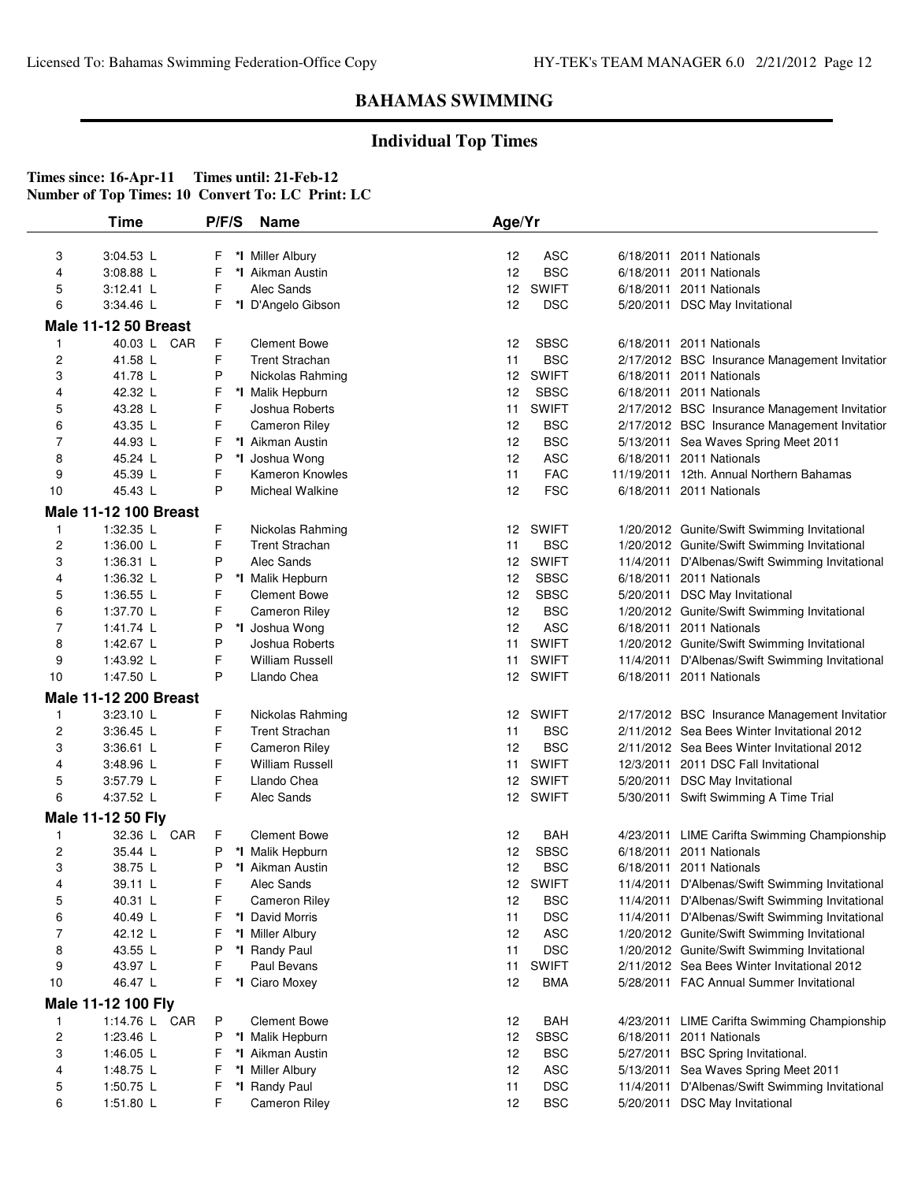## BAHAMAS SWIMMING

### Individual Top Times

**Times since: 16-Apr-11 Times until: 21-Feb-12**
**Number of Top Times: 10 Convert To: LC Print: LC**

| | Time | | P/F/S | | Name | Age/Yr | | | |
|---|---|---|---|---|---|---|---|---|---|
| 3 | 3:04.53 L | | F | *I | Miller Albury | 12 | ASC | 6/18/2011 | 2011 Nationals |
| 4 | 3:08.88 L | | F | *I | Aikman Austin | 12 | BSC | 6/18/2011 | 2011 Nationals |
| 5 | 3:12.41 L | | F | | Alec Sands | 12 | SWIFT | 6/18/2011 | 2011 Nationals |
| 6 | 3:34.46 L | | F | *I | D'Angelo Gibson | 12 | DSC | 5/20/2011 | DSC May Invitational |
| **Male 11-12 50 Breast** | | | | | | | | | |
| 1 | 40.03 L | CAR | F | | Clement Bowe | 12 | SBSC | 6/18/2011 | 2011 Nationals |
| 2 | 41.58 L | | F | | Trent Strachan | 11 | BSC | 2/17/2012 | BSC Insurance Management Invitatior |
| 3 | 41.78 L | | P | | Nickolas Rahming | 12 | SWIFT | 6/18/2011 | 2011 Nationals |
| 4 | 42.32 L | | F | *I | Malik Hepburn | 12 | SBSC | 6/18/2011 | 2011 Nationals |
| 5 | 43.28 L | | F | | Joshua Roberts | 11 | SWIFT | 2/17/2012 | BSC Insurance Management Invitatior |
| 6 | 43.35 L | | F | | Cameron Riley | 12 | BSC | 2/17/2012 | BSC Insurance Management Invitatior |
| 7 | 44.93 L | | F | *I | Aikman Austin | 12 | BSC | 5/13/2011 | Sea Waves Spring Meet 2011 |
| 8 | 45.24 L | | P | *I | Joshua Wong | 12 | ASC | 6/18/2011 | 2011 Nationals |
| 9 | 45.39 L | | F | | Kameron Knowles | 11 | FAC | 11/19/2011 | 12th. Annual Northern Bahamas |
| 10 | 45.43 L | | P | | Micheal Walkine | 12 | FSC | 6/18/2011 | 2011 Nationals |
| **Male 11-12 100 Breast** | | | | | | | | | |
| 1 | 1:32.35 L | | F | | Nickolas Rahming | 12 | SWIFT | 1/20/2012 | Gunite/Swift Swimming Invitational |
| 2 | 1:36.00 L | | F | | Trent Strachan | 11 | BSC | 1/20/2012 | Gunite/Swift Swimming Invitational |
| 3 | 1:36.31 L | | P | | Alec Sands | 12 | SWIFT | 11/4/2011 | D'Albenas/Swift Swimming Invitational |
| 4 | 1:36.32 L | | P | *I | Malik Hepburn | 12 | SBSC | 6/18/2011 | 2011 Nationals |
| 5 | 1:36.55 L | | F | | Clement Bowe | 12 | SBSC | 5/20/2011 | DSC May Invitational |
| 6 | 1:37.70 L | | F | | Cameron Riley | 12 | BSC | 1/20/2012 | Gunite/Swift Swimming Invitational |
| 7 | 1:41.74 L | | P | *I | Joshua Wong | 12 | ASC | 6/18/2011 | 2011 Nationals |
| 8 | 1:42.67 L | | P | | Joshua Roberts | 11 | SWIFT | 1/20/2012 | Gunite/Swift Swimming Invitational |
| 9 | 1:43.92 L | | F | | William Russell | 11 | SWIFT | 11/4/2011 | D'Albenas/Swift Swimming Invitational |
| 10 | 1:47.50 L | | P | | Llando Chea | 12 | SWIFT | 6/18/2011 | 2011 Nationals |
| **Male 11-12 200 Breast** | | | | | | | | | |
| 1 | 3:23.10 L | | F | | Nickolas Rahming | 12 | SWIFT | 2/17/2012 | BSC Insurance Management Invitatior |
| 2 | 3:36.45 L | | F | | Trent Strachan | 11 | BSC | 2/11/2012 | Sea Bees Winter Invitational 2012 |
| 3 | 3:36.61 L | | F | | Cameron Riley | 12 | BSC | 2/11/2012 | Sea Bees Winter Invitational 2012 |
| 4 | 3:48.96 L | | F | | William Russell | 11 | SWIFT | 12/3/2011 | 2011 DSC Fall Invitational |
| 5 | 3:57.79 L | | F | | Llando Chea | 12 | SWIFT | 5/20/2011 | DSC May Invitational |
| 6 | 4:37.52 L | | F | | Alec Sands | 12 | SWIFT | 5/30/2011 | Swift Swimming A Time Trial |
| **Male 11-12 50 Fly** | | | | | | | | | |
| 1 | 32.36 L | CAR | F | | Clement Bowe | 12 | BAH | 4/23/2011 | LIME Carifta Swimming Championship |
| 2 | 35.44 L | | P | *I | Malik Hepburn | 12 | SBSC | 6/18/2011 | 2011 Nationals |
| 3 | 38.75 L | | P | *I | Aikman Austin | 12 | BSC | 6/18/2011 | 2011 Nationals |
| 4 | 39.11 L | | F | | Alec Sands | 12 | SWIFT | 11/4/2011 | D'Albenas/Swift Swimming Invitational |
| 5 | 40.31 L | | F | | Cameron Riley | 12 | BSC | 11/4/2011 | D'Albenas/Swift Swimming Invitational |
| 6 | 40.49 L | | F | *I | David Morris | 11 | DSC | 11/4/2011 | D'Albenas/Swift Swimming Invitational |
| 7 | 42.12 L | | F | *I | Miller Albury | 12 | ASC | 1/20/2012 | Gunite/Swift Swimming Invitational |
| 8 | 43.55 L | | P | *I | Randy Paul | 11 | DSC | 1/20/2012 | Gunite/Swift Swimming Invitational |
| 9 | 43.97 L | | F | | Paul Bevans | 11 | SWIFT | 2/11/2012 | Sea Bees Winter Invitational 2012 |
| 10 | 46.47 L | | F | *I | Ciaro Moxey | 12 | BMA | 5/28/2011 | FAC Annual Summer Invitational |
| **Male 11-12 100 Fly** | | | | | | | | | |
| 1 | 1:14.76 L | CAR | P | | Clement Bowe | 12 | BAH | 4/23/2011 | LIME Carifta Swimming Championship |
| 2 | 1:23.46 L | | P | *I | Malik Hepburn | 12 | SBSC | 6/18/2011 | 2011 Nationals |
| 3 | 1:46.05 L | | F | *I | Aikman Austin | 12 | BSC | 5/27/2011 | BSC Spring Invitational. |
| 4 | 1:48.75 L | | F | *I | Miller Albury | 12 | ASC | 5/13/2011 | Sea Waves Spring Meet 2011 |
| 5 | 1:50.75 L | | F | *I | Randy Paul | 11 | DSC | 11/4/2011 | D'Albenas/Swift Swimming Invitational |
| 6 | 1:51.80 L | | F | | Cameron Riley | 12 | BSC | 5/20/2011 | DSC May Invitational |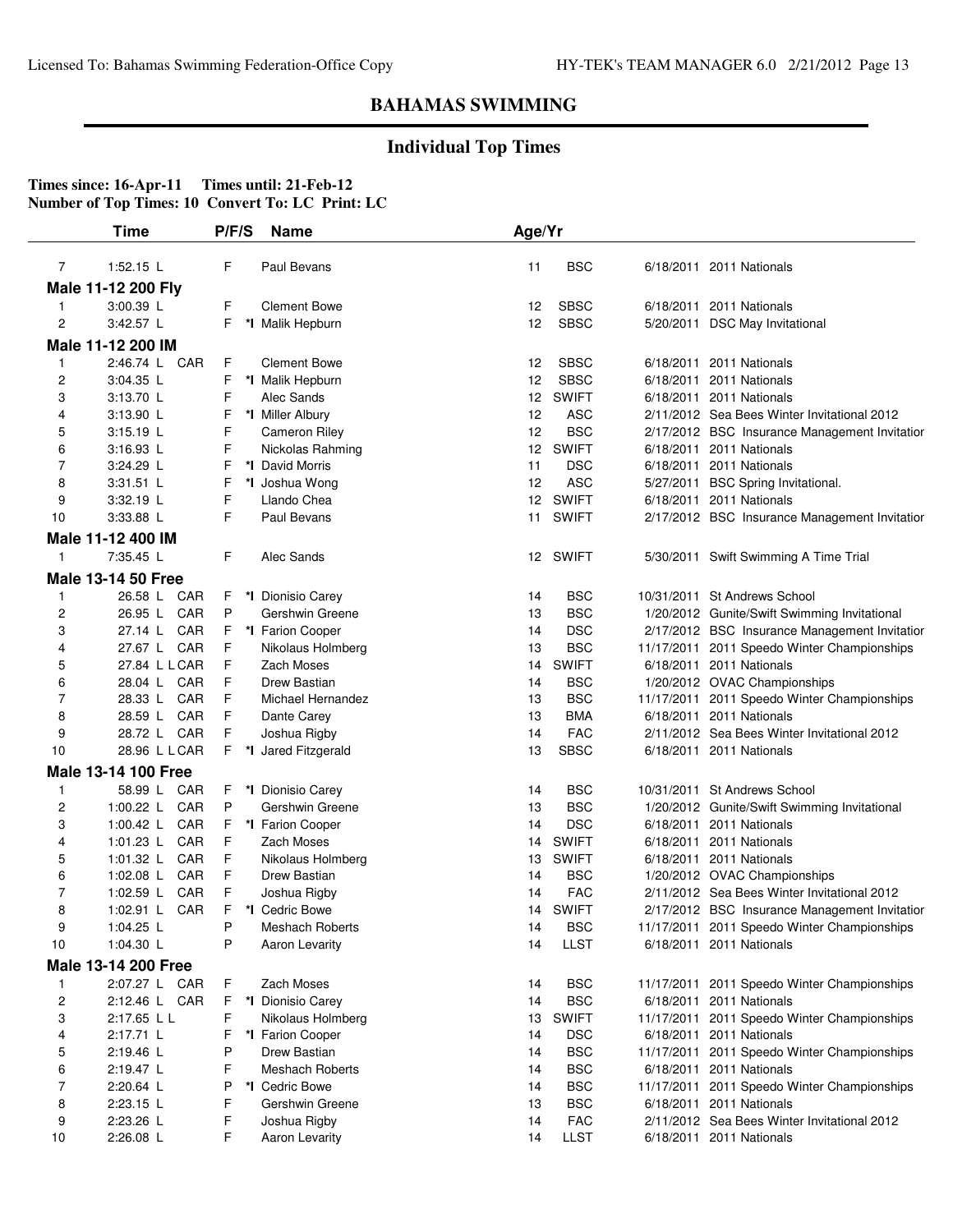## BAHAMAS SWIMMING

### Individual Top Times

**Times since: 16-Apr-11 Times until: 21-Feb-12**
**Number of Top Times: 10 Convert To: LC Print: LC**

| | Time | | P/F/S | | Name | Age/Yr | | | |
|---|---|---|---|---|---|---|---|---|---|
| 7 | 1:52.15 L | | F | | Paul Bevans | 11 | BSC | 6/18/2011 | 2011 Nationals |
| **Male 11-12 200 Fly** | | | | | | | | | |
| 1 | 3:00.39 L | | F | | Clement Bowe | 12 | SBSC | 6/18/2011 | 2011 Nationals |
| 2 | 3:42.57 L | | F | *I | Malik Hepburn | 12 | SBSC | 5/20/2011 | DSC May Invitational |
| **Male 11-12 200 IM** | | | | | | | | | |
| 1 | 2:46.74 L | CAR | F | | Clement Bowe | 12 | SBSC | 6/18/2011 | 2011 Nationals |
| 2 | 3:04.35 L | | F | *I | Malik Hepburn | 12 | SBSC | 6/18/2011 | 2011 Nationals |
| 3 | 3:13.70 L | | F | | Alec Sands | 12 | SWIFT | 6/18/2011 | 2011 Nationals |
| 4 | 3:13.90 L | | F | *I | Miller Albury | 12 | ASC | 2/11/2012 | Sea Bees Winter Invitational 2012 |
| 5 | 3:15.19 L | | F | | Cameron Riley | 12 | BSC | 2/17/2012 | BSC Insurance Management Invitatior |
| 6 | 3:16.93 L | | F | | Nickolas Rahming | 12 | SWIFT | 6/18/2011 | 2011 Nationals |
| 7 | 3:24.29 L | | F | *I | David Morris | 11 | DSC | 6/18/2011 | 2011 Nationals |
| 8 | 3:31.51 L | | F | *I | Joshua Wong | 12 | ASC | 5/27/2011 | BSC Spring Invitational. |
| 9 | 3:32.19 L | | F | | Llando Chea | 12 | SWIFT | 6/18/2011 | 2011 Nationals |
| 10 | 3:33.88 L | | F | | Paul Bevans | 11 | SWIFT | 2/17/2012 | BSC Insurance Management Invitatior |
| **Male 11-12 400 IM** | | | | | | | | | |
| 1 | 7:35.45 L | | F | | Alec Sands | 12 | SWIFT | 5/30/2011 | Swift Swimming A Time Trial |
| **Male 13-14 50 Free** | | | | | | | | | |
| 1 | 26.58 L | CAR | F | *I | Dionisio Carey | 14 | BSC | 10/31/2011 | St Andrews School |
| 2 | 26.95 L | CAR | P | | Gershwin Greene | 13 | BSC | 1/20/2012 | Gunite/Swift Swimming Invitational |
| 3 | 27.14 L | CAR | F | *I | Farion Cooper | 14 | DSC | 2/17/2012 | BSC Insurance Management Invitatior |
| 4 | 27.67 L | CAR | F | | Nikolaus Holmberg | 13 | BSC | 11/17/2011 | 2011 Speedo Winter Championships |
| 5 | 27.84 L L | CAR | F | | Zach Moses | 14 | SWIFT | 6/18/2011 | 2011 Nationals |
| 6 | 28.04 L | CAR | F | | Drew Bastian | 14 | BSC | 1/20/2012 | OVAC Championships |
| 7 | 28.33 L | CAR | F | | Michael Hernandez | 13 | BSC | 11/17/2011 | 2011 Speedo Winter Championships |
| 8 | 28.59 L | CAR | F | | Dante Carey | 13 | BMA | 6/18/2011 | 2011 Nationals |
| 9 | 28.72 L | CAR | F | | Joshua Rigby | 14 | FAC | 2/11/2012 | Sea Bees Winter Invitational 2012 |
| 10 | 28.96 L L | CAR | F | *I | Jared Fitzgerald | 13 | SBSC | 6/18/2011 | 2011 Nationals |
| **Male 13-14 100 Free** | | | | | | | | | |
| 1 | 58.99 L | CAR | F | *I | Dionisio Carey | 14 | BSC | 10/31/2011 | St Andrews School |
| 2 | 1:00.22 L | CAR | P | | Gershwin Greene | 13 | BSC | 1/20/2012 | Gunite/Swift Swimming Invitational |
| 3 | 1:00.42 L | CAR | F | *I | Farion Cooper | 14 | DSC | 6/18/2011 | 2011 Nationals |
| 4 | 1:01.23 L | CAR | F | | Zach Moses | 14 | SWIFT | 6/18/2011 | 2011 Nationals |
| 5 | 1:01.32 L | CAR | F | | Nikolaus Holmberg | 13 | SWIFT | 6/18/2011 | 2011 Nationals |
| 6 | 1:02.08 L | CAR | F | | Drew Bastian | 14 | BSC | 1/20/2012 | OVAC Championships |
| 7 | 1:02.59 L | CAR | F | | Joshua Rigby | 14 | FAC | 2/11/2012 | Sea Bees Winter Invitational 2012 |
| 8 | 1:02.91 L | CAR | F | *I | Cedric Bowe | 14 | SWIFT | 2/17/2012 | BSC Insurance Management Invitatior |
| 9 | 1:04.25 L | | P | | Meshach Roberts | 14 | BSC | 11/17/2011 | 2011 Speedo Winter Championships |
| 10 | 1:04.30 L | | P | | Aaron Levarity | 14 | LLST | 6/18/2011 | 2011 Nationals |
| **Male 13-14 200 Free** | | | | | | | | | |
| 1 | 2:07.27 L | CAR | F | | Zach Moses | 14 | BSC | 11/17/2011 | 2011 Speedo Winter Championships |
| 2 | 2:12.46 L | CAR | F | *I | Dionisio Carey | 14 | BSC | 6/18/2011 | 2011 Nationals |
| 3 | 2:17.65 L L | | F | | Nikolaus Holmberg | 13 | SWIFT | 11/17/2011 | 2011 Speedo Winter Championships |
| 4 | 2:17.71 L | | F | *I | Farion Cooper | 14 | DSC | 6/18/2011 | 2011 Nationals |
| 5 | 2:19.46 L | | P | | Drew Bastian | 14 | BSC | 11/17/2011 | 2011 Speedo Winter Championships |
| 6 | 2:19.47 L | | F | | Meshach Roberts | 14 | BSC | 6/18/2011 | 2011 Nationals |
| 7 | 2:20.64 L | | P | *I | Cedric Bowe | 14 | BSC | 11/17/2011 | 2011 Speedo Winter Championships |
| 8 | 2:23.15 L | | F | | Gershwin Greene | 13 | BSC | 6/18/2011 | 2011 Nationals |
| 9 | 2:23.26 L | | F | | Joshua Rigby | 14 | FAC | 2/11/2012 | Sea Bees Winter Invitational 2012 |
| 10 | 2:26.08 L | | F | | Aaron Levarity | 14 | LLST | 6/18/2011 | 2011 Nationals |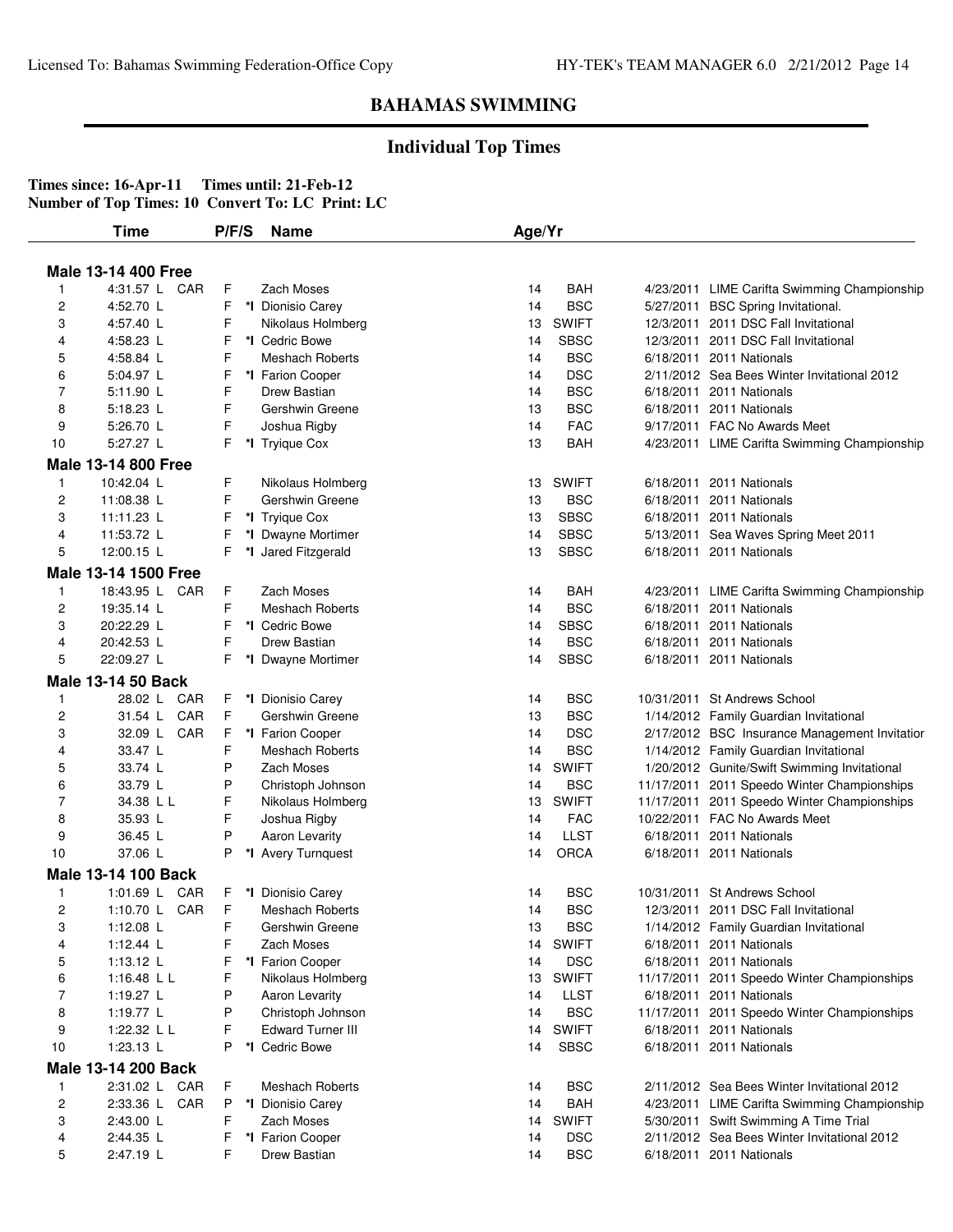# BAHAMAS SWIMMING

## Individual Top Times

**Times since: 16-Apr-11 Times until: 21-Feb-12**
**Number of Top Times: 10 Convert To: LC Print: LC**

| | Time | P/F/S | Name | Age/Yr | | | |
|---|---|---|---|---|---|---|---|
| **Male 13-14 400 Free** | | | | | | | |
| 1 | 4:31.57 L CAR | F | Zach Moses | 14 | BAH | 4/23/2011 | LIME Carifta Swimming Championship |
| 2 | 4:52.70 L | F *I | Dionisio Carey | 14 | BSC | 5/27/2011 | BSC Spring Invitational. |
| 3 | 4:57.40 L | F | Nikolaus Holmberg | 13 | SWIFT | 12/3/2011 | 2011 DSC Fall Invitational |
| 4 | 4:58.23 L | F *I | Cedric Bowe | 14 | SBSC | 12/3/2011 | 2011 DSC Fall Invitational |
| 5 | 4:58.84 L | F | Meshach Roberts | 14 | BSC | 6/18/2011 | 2011 Nationals |
| 6 | 5:04.97 L | F *I | Farion Cooper | 14 | DSC | 2/11/2012 | Sea Bees Winter Invitational 2012 |
| 7 | 5:11.90 L | F | Drew Bastian | 14 | BSC | 6/18/2011 | 2011 Nationals |
| 8 | 5:18.23 L | F | Gershwin Greene | 13 | BSC | 6/18/2011 | 2011 Nationals |
| 9 | 5:26.70 L | F | Joshua Rigby | 14 | FAC | 9/17/2011 | FAC No Awards Meet |
| 10 | 5:27.27 L | F *I | Tryique Cox | 13 | BAH | 4/23/2011 | LIME Carifta Swimming Championship |
| **Male 13-14 800 Free** | | | | | | | |
| 1 | 10:42.04 L | F | Nikolaus Holmberg | 13 | SWIFT | 6/18/2011 | 2011 Nationals |
| 2 | 11:08.38 L | F | Gershwin Greene | 13 | BSC | 6/18/2011 | 2011 Nationals |
| 3 | 11:11.23 L | F *I | Tryique Cox | 13 | SBSC | 6/18/2011 | 2011 Nationals |
| 4 | 11:53.72 L | F *I | Dwayne Mortimer | 14 | SBSC | 5/13/2011 | Sea Waves Spring Meet 2011 |
| 5 | 12:00.15 L | F *I | Jared Fitzgerald | 13 | SBSC | 6/18/2011 | 2011 Nationals |
| **Male 13-14 1500 Free** | | | | | | | |
| 1 | 18:43.95 L CAR | F | Zach Moses | 14 | BAH | 4/23/2011 | LIME Carifta Swimming Championship |
| 2 | 19:35.14 L | F | Meshach Roberts | 14 | BSC | 6/18/2011 | 2011 Nationals |
| 3 | 20:22.29 L | F *I | Cedric Bowe | 14 | SBSC | 6/18/2011 | 2011 Nationals |
| 4 | 20:42.53 L | F | Drew Bastian | 14 | BSC | 6/18/2011 | 2011 Nationals |
| 5 | 22:09.27 L | F *I | Dwayne Mortimer | 14 | SBSC | 6/18/2011 | 2011 Nationals |
| **Male 13-14 50 Back** | | | | | | | |
| 1 | 28.02 L CAR | F *I | Dionisio Carey | 14 | BSC | 10/31/2011 | St Andrews School |
| 2 | 31.54 L CAR | F | Gershwin Greene | 13 | BSC | 1/14/2012 | Family Guardian Invitational |
| 3 | 32.09 L CAR | F *I | Farion Cooper | 14 | DSC | 2/17/2012 | BSC Insurance Management Invitatior |
| 4 | 33.47 L | F | Meshach Roberts | 14 | BSC | 1/14/2012 | Family Guardian Invitational |
| 5 | 33.74 L | P | Zach Moses | 14 | SWIFT | 1/20/2012 | Gunite/Swift Swimming Invitational |
| 6 | 33.79 L | P | Christoph Johnson | 14 | BSC | 11/17/2011 | 2011 Speedo Winter Championships |
| 7 | 34.38 L L | F | Nikolaus Holmberg | 13 | SWIFT | 11/17/2011 | 2011 Speedo Winter Championships |
| 8 | 35.93 L | F | Joshua Rigby | 14 | FAC | 10/22/2011 | FAC No Awards Meet |
| 9 | 36.45 L | P | Aaron Levarity | 14 | LLST | 6/18/2011 | 2011 Nationals |
| 10 | 37.06 L | P *I | Avery Turnquest | 14 | ORCA | 6/18/2011 | 2011 Nationals |
| **Male 13-14 100 Back** | | | | | | | |
| 1 | 1:01.69 L CAR | F *I | Dionisio Carey | 14 | BSC | 10/31/2011 | St Andrews School |
| 2 | 1:10.70 L CAR | F | Meshach Roberts | 14 | BSC | 12/3/2011 | 2011 DSC Fall Invitational |
| 3 | 1:12.08 L | F | Gershwin Greene | 13 | BSC | 1/14/2012 | Family Guardian Invitational |
| 4 | 1:12.44 L | F | Zach Moses | 14 | SWIFT | 6/18/2011 | 2011 Nationals |
| 5 | 1:13.12 L | F *I | Farion Cooper | 14 | DSC | 6/18/2011 | 2011 Nationals |
| 6 | 1:16.48 L L | F | Nikolaus Holmberg | 13 | SWIFT | 11/17/2011 | 2011 Speedo Winter Championships |
| 7 | 1:19.27 L | P | Aaron Levarity | 14 | LLST | 6/18/2011 | 2011 Nationals |
| 8 | 1:19.77 L | P | Christoph Johnson | 14 | BSC | 11/17/2011 | 2011 Speedo Winter Championships |
| 9 | 1:22.32 L L | F | Edward Turner III | 14 | SWIFT | 6/18/2011 | 2011 Nationals |
| 10 | 1:23.13 L | P *I | Cedric Bowe | 14 | SBSC | 6/18/2011 | 2011 Nationals |
| **Male 13-14 200 Back** | | | | | | | |
| 1 | 2:31.02 L CAR | F | Meshach Roberts | 14 | BSC | 2/11/2012 | Sea Bees Winter Invitational 2012 |
| 2 | 2:33.36 L CAR | P *I | Dionisio Carey | 14 | BAH | 4/23/2011 | LIME Carifta Swimming Championship |
| 3 | 2:43.00 L | F | Zach Moses | 14 | SWIFT | 5/30/2011 | Swift Swimming A Time Trial |
| 4 | 2:44.35 L | F *I | Farion Cooper | 14 | DSC | 2/11/2012 | Sea Bees Winter Invitational 2012 |
| 5 | 2:47.19 L | F | Drew Bastian | 14 | BSC | 6/18/2011 | 2011 Nationals |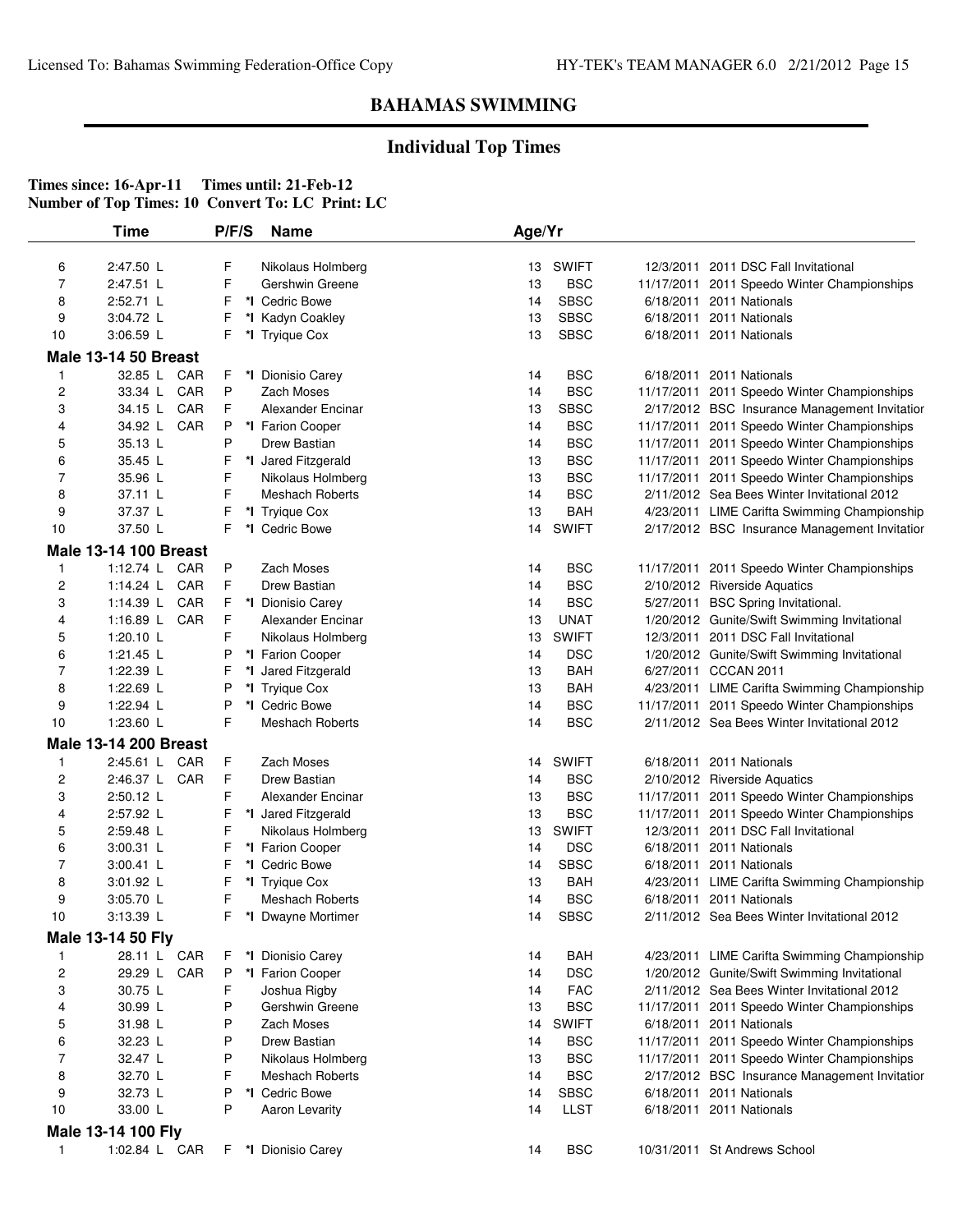## BAHAMAS SWIMMING

### Individual Top Times

**Times since: 16-Apr-11 Times until: 21-Feb-12**
**Number of Top Times: 10 Convert To: LC Print: LC**

| | Time | | P/F/S | | Name | Age | Yr | Date | Meet |
|---|---|---|---|---|---|---|---|---|---|
| 6 | 2:47.50 L | | F | | Nikolaus Holmberg | 13 | SWIFT | 12/3/2011 | 2011 DSC Fall Invitational |
| 7 | 2:47.51 L | | F | | Gershwin Greene | 13 | BSC | 11/17/2011 | 2011 Speedo Winter Championships |
| 8 | 2:52.71 L | | F | *I | Cedric Bowe | 14 | SBSC | 6/18/2011 | 2011 Nationals |
| 9 | 3:04.72 L | | F | *I | Kadyn Coakley | 13 | SBSC | 6/18/2011 | 2011 Nationals |
| 10 | 3:06.59 L | | F | *I | Tryique Cox | 13 | SBSC | 6/18/2011 | 2011 Nationals |
| **Male 13-14 50 Breast** | | | | | | | | | |
| 1 | 32.85 L | CAR | F | *I | Dionisio Carey | 14 | BSC | 6/18/2011 | 2011 Nationals |
| 2 | 33.34 L | CAR | P | | Zach Moses | 14 | BSC | 11/17/2011 | 2011 Speedo Winter Championships |
| 3 | 34.15 L | CAR | F | | Alexander Encinar | 13 | SBSC | 2/17/2012 | BSC Insurance Management Invitatior |
| 4 | 34.92 L | CAR | P | *I | Farion Cooper | 14 | BSC | 11/17/2011 | 2011 Speedo Winter Championships |
| 5 | 35.13 L | | P | | Drew Bastian | 14 | BSC | 11/17/2011 | 2011 Speedo Winter Championships |
| 6 | 35.45 L | | F | *I | Jared Fitzgerald | 13 | BSC | 11/17/2011 | 2011 Speedo Winter Championships |
| 7 | 35.96 L | | F | | Nikolaus Holmberg | 13 | BSC | 11/17/2011 | 2011 Speedo Winter Championships |
| 8 | 37.11 L | | F | | Meshach Roberts | 14 | BSC | 2/11/2012 | Sea Bees Winter Invitational 2012 |
| 9 | 37.37 L | | F | *I | Tryique Cox | 13 | BAH | 4/23/2011 | LIME Carifta Swimming Championship |
| 10 | 37.50 L | | F | *I | Cedric Bowe | 14 | SWIFT | 2/17/2012 | BSC Insurance Management Invitatior |
| **Male 13-14 100 Breast** | | | | | | | | | |
| 1 | 1:12.74 L | CAR | P | | Zach Moses | 14 | BSC | 11/17/2011 | 2011 Speedo Winter Championships |
| 2 | 1:14.24 L | CAR | F | | Drew Bastian | 14 | BSC | 2/10/2012 | Riverside Aquatics |
| 3 | 1:14.39 L | CAR | F | *I | Dionisio Carey | 14 | BSC | 5/27/2011 | BSC Spring Invitational. |
| 4 | 1:16.89 L | CAR | F | | Alexander Encinar | 13 | UNAT | 1/20/2012 | Gunite/Swift Swimming Invitational |
| 5 | 1:20.10 L | | F | | Nikolaus Holmberg | 13 | SWIFT | 12/3/2011 | 2011 DSC Fall Invitational |
| 6 | 1:21.45 L | | P | *I | Farion Cooper | 14 | DSC | 1/20/2012 | Gunite/Swift Swimming Invitational |
| 7 | 1:22.39 L | | F | *I | Jared Fitzgerald | 13 | BAH | 6/27/2011 | CCCAN 2011 |
| 8 | 1:22.69 L | | P | *I | Tryique Cox | 13 | BAH | 4/23/2011 | LIME Carifta Swimming Championship |
| 9 | 1:22.94 L | | P | *I | Cedric Bowe | 14 | BSC | 11/17/2011 | 2011 Speedo Winter Championships |
| 10 | 1:23.60 L | | F | | Meshach Roberts | 14 | BSC | 2/11/2012 | Sea Bees Winter Invitational 2012 |
| **Male 13-14 200 Breast** | | | | | | | | | |
| 1 | 2:45.61 L | CAR | F | | Zach Moses | 14 | SWIFT | 6/18/2011 | 2011 Nationals |
| 2 | 2:46.37 L | CAR | F | | Drew Bastian | 14 | BSC | 2/10/2012 | Riverside Aquatics |
| 3 | 2:50.12 L | | F | | Alexander Encinar | 13 | BSC | 11/17/2011 | 2011 Speedo Winter Championships |
| 4 | 2:57.92 L | | F | *I | Jared Fitzgerald | 13 | BSC | 11/17/2011 | 2011 Speedo Winter Championships |
| 5 | 2:59.48 L | | F | | Nikolaus Holmberg | 13 | SWIFT | 12/3/2011 | 2011 DSC Fall Invitational |
| 6 | 3:00.31 L | | F | *I | Farion Cooper | 14 | DSC | 6/18/2011 | 2011 Nationals |
| 7 | 3:00.41 L | | F | *I | Cedric Bowe | 14 | SBSC | 6/18/2011 | 2011 Nationals |
| 8 | 3:01.92 L | | F | *I | Tryique Cox | 13 | BAH | 4/23/2011 | LIME Carifta Swimming Championship |
| 9 | 3:05.70 L | | F | | Meshach Roberts | 14 | BSC | 6/18/2011 | 2011 Nationals |
| 10 | 3:13.39 L | | F | *I | Dwayne Mortimer | 14 | SBSC | 2/11/2012 | Sea Bees Winter Invitational 2012 |
| **Male 13-14 50 Fly** | | | | | | | | | |
| 1 | 28.11 L | CAR | F | *I | Dionisio Carey | 14 | BAH | 4/23/2011 | LIME Carifta Swimming Championship |
| 2 | 29.29 L | CAR | P | *I | Farion Cooper | 14 | DSC | 1/20/2012 | Gunite/Swift Swimming Invitational |
| 3 | 30.75 L | | F | | Joshua Rigby | 14 | FAC | 2/11/2012 | Sea Bees Winter Invitational 2012 |
| 4 | 30.99 L | | P | | Gershwin Greene | 13 | BSC | 11/17/2011 | 2011 Speedo Winter Championships |
| 5 | 31.98 L | | P | | Zach Moses | 14 | SWIFT | 6/18/2011 | 2011 Nationals |
| 6 | 32.23 L | | P | | Drew Bastian | 14 | BSC | 11/17/2011 | 2011 Speedo Winter Championships |
| 7 | 32.47 L | | P | | Nikolaus Holmberg | 13 | BSC | 11/17/2011 | 2011 Speedo Winter Championships |
| 8 | 32.70 L | | F | | Meshach Roberts | 14 | BSC | 2/17/2012 | BSC Insurance Management Invitatior |
| 9 | 32.73 L | | P | *I | Cedric Bowe | 14 | SBSC | 6/18/2011 | 2011 Nationals |
| 10 | 33.00 L | | P | | Aaron Levarity | 14 | LLST | 6/18/2011 | 2011 Nationals |
| **Male 13-14 100 Fly** | | | | | | | | | |
| 1 | 1:02.84 L | CAR | F | *I | Dionisio Carey | 14 | BSC | 10/31/2011 | St Andrews School |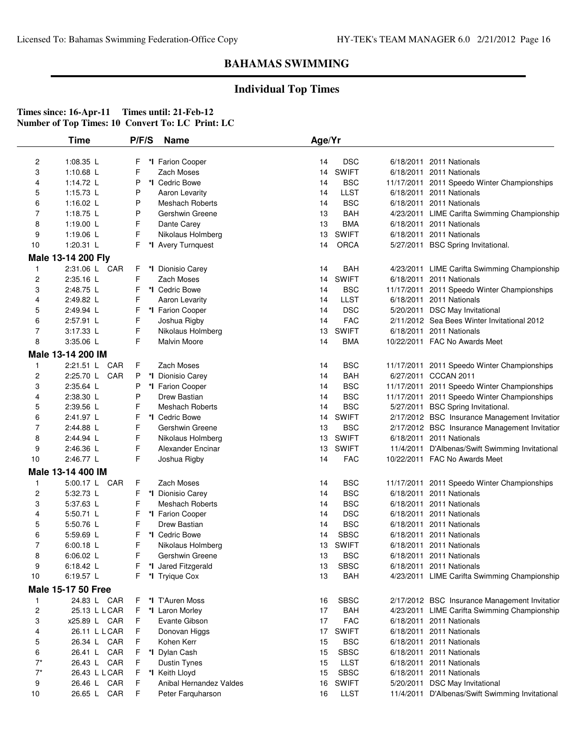## BAHAMAS SWIMMING

### Individual Top Times

**Times since: 16-Apr-11 Times until: 21-Feb-12**
**Number of Top Times: 10 Convert To: LC Print: LC**

| | Time | P/F/S | | Name | Age/Yr | | | |
|---|---|---|---|---|---|---|---|---|
| 2 | 1:08.35 L | F | *I | Farion Cooper | 14 | DSC | 6/18/2011 | 2011 Nationals |
| 3 | 1:10.68 L | F | | Zach Moses | 14 | SWIFT | 6/18/2011 | 2011 Nationals |
| 4 | 1:14.72 L | P | *I | Cedric Bowe | 14 | BSC | 11/17/2011 | 2011 Speedo Winter Championships |
| 5 | 1:15.73 L | P | | Aaron Levarity | 14 | LLST | 6/18/2011 | 2011 Nationals |
| 6 | 1:16.02 L | P | | Meshach Roberts | 14 | BSC | 6/18/2011 | 2011 Nationals |
| 7 | 1:18.75 L | P | | Gershwin Greene | 13 | BAH | 4/23/2011 | LIME Carifta Swimming Championship |
| 8 | 1:19.00 L | F | | Dante Carey | 13 | BMA | 6/18/2011 | 2011 Nationals |
| 9 | 1:19.06 L | F | | Nikolaus Holmberg | 13 | SWIFT | 6/18/2011 | 2011 Nationals |
| 10 | 1:20.31 L | F | *I | Avery Turnquest | 14 | ORCA | 5/27/2011 | BSC Spring Invitational. |
| **Male 13-14 200 Fly** | | | | | | | | |
| 1 | 2:31.06 L CAR | F | *I | Dionisio Carey | 14 | BAH | 4/23/2011 | LIME Carifta Swimming Championship |
| 2 | 2:35.16 L | F | | Zach Moses | 14 | SWIFT | 6/18/2011 | 2011 Nationals |
| 3 | 2:48.75 L | F | *I | Cedric Bowe | 14 | BSC | 11/17/2011 | 2011 Speedo Winter Championships |
| 4 | 2:49.82 L | F | | Aaron Levarity | 14 | LLST | 6/18/2011 | 2011 Nationals |
| 5 | 2:49.94 L | F | *I | Farion Cooper | 14 | DSC | 5/20/2011 | DSC May Invitational |
| 6 | 2:57.91 L | F | | Joshua Rigby | 14 | FAC | 2/11/2012 | Sea Bees Winter Invitational 2012 |
| 7 | 3:17.33 L | F | | Nikolaus Holmberg | 13 | SWIFT | 6/18/2011 | 2011 Nationals |
| 8 | 3:35.06 L | F | | Malvin Moore | 14 | BMA | 10/22/2011 | FAC No Awards Meet |
| **Male 13-14 200 IM** | | | | | | | | |
| 1 | 2:21.51 L CAR | F | | Zach Moses | 14 | BSC | 11/17/2011 | 2011 Speedo Winter Championships |
| 2 | 2:25.70 L CAR | P | *I | Dionisio Carey | 14 | BAH | 6/27/2011 | CCCAN 2011 |
| 3 | 2:35.64 L | P | *I | Farion Cooper | 14 | BSC | 11/17/2011 | 2011 Speedo Winter Championships |
| 4 | 2:38.30 L | P | | Drew Bastian | 14 | BSC | 11/17/2011 | 2011 Speedo Winter Championships |
| 5 | 2:39.56 L | F | | Meshach Roberts | 14 | BSC | 5/27/2011 | BSC Spring Invitational. |
| 6 | 2:41.97 L | F | *I | Cedric Bowe | 14 | SWIFT | 2/17/2012 | BSC Insurance Management Invitatior |
| 7 | 2:44.88 L | F | | Gershwin Greene | 13 | BSC | 2/17/2012 | BSC Insurance Management Invitatior |
| 8 | 2:44.94 L | F | | Nikolaus Holmberg | 13 | SWIFT | 6/18/2011 | 2011 Nationals |
| 9 | 2:46.36 L | F | | Alexander Encinar | 13 | SWIFT | 11/4/2011 | D'Albenas/Swift Swimming Invitational |
| 10 | 2:46.77 L | F | | Joshua Rigby | 14 | FAC | 10/22/2011 | FAC No Awards Meet |
| **Male 13-14 400 IM** | | | | | | | | |
| 1 | 5:00.17 L CAR | F | | Zach Moses | 14 | BSC | 11/17/2011 | 2011 Speedo Winter Championships |
| 2 | 5:32.73 L | F | *I | Dionisio Carey | 14 | BSC | 6/18/2011 | 2011 Nationals |
| 3 | 5:37.63 L | F | | Meshach Roberts | 14 | BSC | 6/18/2011 | 2011 Nationals |
| 4 | 5:50.71 L | F | *I | Farion Cooper | 14 | DSC | 6/18/2011 | 2011 Nationals |
| 5 | 5:50.76 L | F | | Drew Bastian | 14 | BSC | 6/18/2011 | 2011 Nationals |
| 6 | 5:59.69 L | F | *I | Cedric Bowe | 14 | SBSC | 6/18/2011 | 2011 Nationals |
| 7 | 6:00.18 L | F | | Nikolaus Holmberg | 13 | SWIFT | 6/18/2011 | 2011 Nationals |
| 8 | 6:06.02 L | F | | Gershwin Greene | 13 | BSC | 6/18/2011 | 2011 Nationals |
| 9 | 6:18.42 L | F | *I | Jared Fitzgerald | 13 | SBSC | 6/18/2011 | 2011 Nationals |
| 10 | 6:19.57 L | F | *I | Tryique Cox | 13 | BAH | 4/23/2011 | LIME Carifta Swimming Championship |
| **Male 15-17 50 Free** | | | | | | | | |
| 1 | 24.83 L CAR | F | *I | T'Auren Moss | 16 | SBSC | 2/17/2012 | BSC Insurance Management Invitatior |
| 2 | 25.13 L L CAR | F | *I | Laron Morley | 17 | BAH | 4/23/2011 | LIME Carifta Swimming Championship |
| 3 | x25.89 L CAR | F | | Evante Gibson | 17 | FAC | 6/18/2011 | 2011 Nationals |
| 4 | 26.11 L L CAR | F | | Donovan Higgs | 17 | SWIFT | 6/18/2011 | 2011 Nationals |
| 5 | 26.34 L CAR | F | | Kohen Kerr | 15 | BSC | 6/18/2011 | 2011 Nationals |
| 6 | 26.41 L CAR | F | *I | Dylan Cash | 15 | SBSC | 6/18/2011 | 2011 Nationals |
| 7* | 26.43 L CAR | F | | Dustin Tynes | 15 | LLST | 6/18/2011 | 2011 Nationals |
| 7* | 26.43 L L CAR | F | *I | Keith Lloyd | 15 | SBSC | 6/18/2011 | 2011 Nationals |
| 9 | 26.46 L CAR | F | | Anibal Hernandez Valdes | 16 | SWIFT | 5/20/2011 | DSC May Invitational |
| 10 | 26.65 L CAR | F | | Peter Farquharson | 16 | LLST | 11/4/2011 | D'Albenas/Swift Swimming Invitational |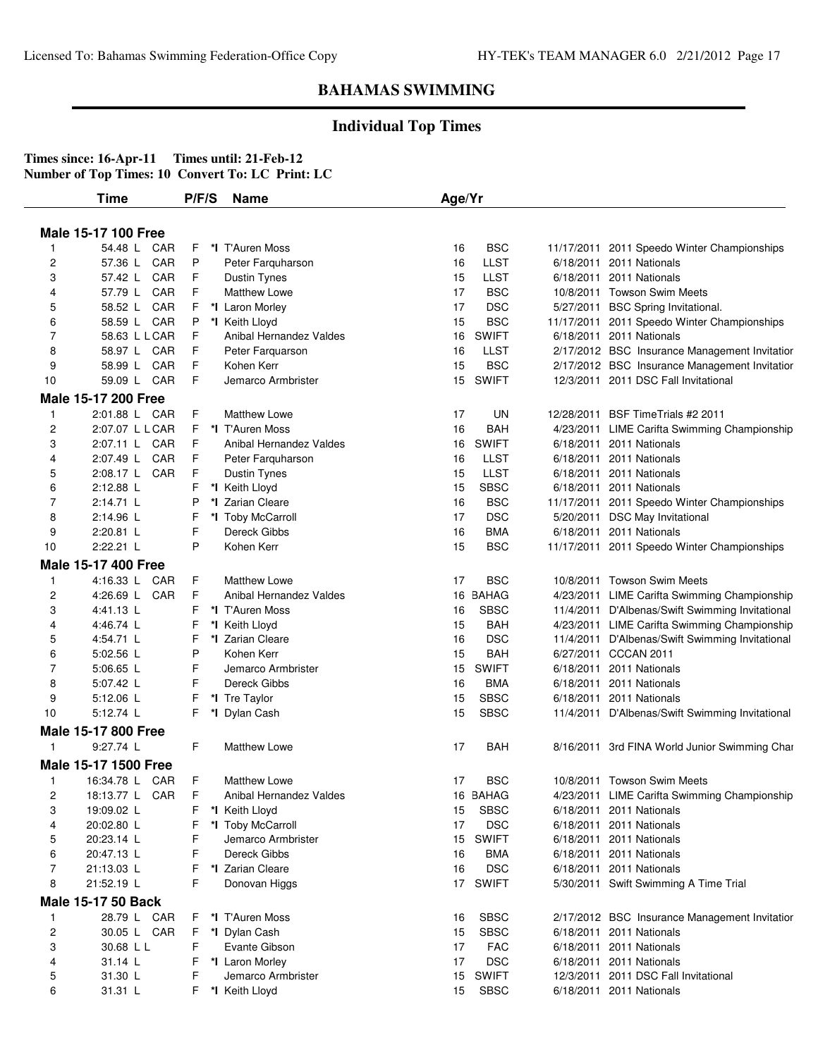## BAHAMAS SWIMMING

### Individual Top Times

**Times since: 16-Apr-11 Times until: 21-Feb-12**
**Number of Top Times: 10 Convert To: LC Print: LC**

| | Time | | P/F/S | | Name | Age/Yr | | | |
|---|---|---|---|---|---|---|---|---|---|
| **Male 15-17 100 Free** | | | | | | | | | |
| 1 | 54.48 L | CAR | F | *I | T'Auren Moss | 16 | BSC | 11/17/2011 | 2011 Speedo Winter Championships |
| 2 | 57.36 L | CAR | P | | Peter Farquharson | 16 | LLST | 6/18/2011 | 2011 Nationals |
| 3 | 57.42 L | CAR | F | | Dustin Tynes | 15 | LLST | 6/18/2011 | 2011 Nationals |
| 4 | 57.79 L | CAR | F | | Matthew Lowe | 17 | BSC | 10/8/2011 | Towson Swim Meets |
| 5 | 58.52 L | CAR | F | *I | Laron Morley | 17 | DSC | 5/27/2011 | BSC Spring Invitational. |
| 6 | 58.59 L | CAR | P | *I | Keith Lloyd | 15 | BSC | 11/17/2011 | 2011 Speedo Winter Championships |
| 7 | 58.63 L L | CAR | F | | Anibal Hernandez Valdes | 16 | SWIFT | 6/18/2011 | 2011 Nationals |
| 8 | 58.97 L | CAR | F | | Peter Farquarson | 16 | LLST | 2/17/2012 | BSC Insurance Management Invitatior |
| 9 | 58.99 L | CAR | F | | Kohen Kerr | 15 | BSC | 2/17/2012 | BSC Insurance Management Invitatior |
| 10 | 59.09 L | CAR | F | | Jemarco Armbrister | 15 | SWIFT | 12/3/2011 | 2011 DSC Fall Invitational |
| **Male 15-17 200 Free** | | | | | | | | | |
| 1 | 2:01.88 L | CAR | F | | Matthew Lowe | 17 | UN | 12/28/2011 | BSF TimeTrials #2 2011 |
| 2 | 2:07.07 L L | CAR | F | *I | T'Auren Moss | 16 | BAH | 4/23/2011 | LIME Carifta Swimming Championship |
| 3 | 2:07.11 L | CAR | F | | Anibal Hernandez Valdes | 16 | SWIFT | 6/18/2011 | 2011 Nationals |
| 4 | 2:07.49 L | CAR | F | | Peter Farquharson | 16 | LLST | 6/18/2011 | 2011 Nationals |
| 5 | 2:08.17 L | CAR | F | | Dustin Tynes | 15 | LLST | 6/18/2011 | 2011 Nationals |
| 6 | 2:12.88 L | | F | *I | Keith Lloyd | 15 | SBSC | 6/18/2011 | 2011 Nationals |
| 7 | 2:14.71 L | | P | *I | Zarian Cleare | 16 | BSC | 11/17/2011 | 2011 Speedo Winter Championships |
| 8 | 2:14.96 L | | F | *I | Toby McCarroll | 17 | DSC | 5/20/2011 | DSC May Invitational |
| 9 | 2:20.81 L | | F | | Dereck Gibbs | 16 | BMA | 6/18/2011 | 2011 Nationals |
| 10 | 2:22.21 L | | P | | Kohen Kerr | 15 | BSC | 11/17/2011 | 2011 Speedo Winter Championships |
| **Male 15-17 400 Free** | | | | | | | | | |
| 1 | 4:16.33 L | CAR | F | | Matthew Lowe | 17 | BSC | 10/8/2011 | Towson Swim Meets |
| 2 | 4:26.69 L | CAR | F | | Anibal Hernandez Valdes | 16 | BAHAG | 4/23/2011 | LIME Carifta Swimming Championship |
| 3 | 4:41.13 L | | F | *I | T'Auren Moss | 16 | SBSC | 11/4/2011 | D'Albenas/Swift Swimming Invitational |
| 4 | 4:46.74 L | | F | *I | Keith Lloyd | 15 | BAH | 4/23/2011 | LIME Carifta Swimming Championship |
| 5 | 4:54.71 L | | F | *I | Zarian Cleare | 16 | DSC | 11/4/2011 | D'Albenas/Swift Swimming Invitational |
| 6 | 5:02.56 L | | P | | Kohen Kerr | 15 | BAH | 6/27/2011 | CCCAN 2011 |
| 7 | 5:06.65 L | | F | | Jemarco Armbrister | 15 | SWIFT | 6/18/2011 | 2011 Nationals |
| 8 | 5:07.42 L | | F | | Dereck Gibbs | 16 | BMA | 6/18/2011 | 2011 Nationals |
| 9 | 5:12.06 L | | F | *I | Tre Taylor | 15 | SBSC | 6/18/2011 | 2011 Nationals |
| 10 | 5:12.74 L | | F | *I | Dylan Cash | 15 | SBSC | 11/4/2011 | D'Albenas/Swift Swimming Invitational |
| **Male 15-17 800 Free** | | | | | | | | | |
| 1 | 9:27.74 L | | F | | Matthew Lowe | 17 | BAH | 8/16/2011 | 3rd FINA World Junior Swimming Char |
| **Male 15-17 1500 Free** | | | | | | | | | |
| 1 | 16:34.78 L | CAR | F | | Matthew Lowe | 17 | BSC | 10/8/2011 | Towson Swim Meets |
| 2 | 18:13.77 L | CAR | F | | Anibal Hernandez Valdes | 16 | BAHAG | 4/23/2011 | LIME Carifta Swimming Championship |
| 3 | 19:09.02 L | | F | *I | Keith Lloyd | 15 | SBSC | 6/18/2011 | 2011 Nationals |
| 4 | 20:02.80 L | | F | *I | Toby McCarroll | 17 | DSC | 6/18/2011 | 2011 Nationals |
| 5 | 20:23.14 L | | F | | Jemarco Armbrister | 15 | SWIFT | 6/18/2011 | 2011 Nationals |
| 6 | 20:47.13 L | | F | | Dereck Gibbs | 16 | BMA | 6/18/2011 | 2011 Nationals |
| 7 | 21:13.03 L | | F | *I | Zarian Cleare | 16 | DSC | 6/18/2011 | 2011 Nationals |
| 8 | 21:52.19 L | | F | | Donovan Higgs | 17 | SWIFT | 5/30/2011 | Swift Swimming A Time Trial |
| **Male 15-17 50 Back** | | | | | | | | | |
| 1 | 28.79 L | CAR | F | *I | T'Auren Moss | 16 | SBSC | 2/17/2012 | BSC Insurance Management Invitatior |
| 2 | 30.05 L | CAR | F | *I | Dylan Cash | 15 | SBSC | 6/18/2011 | 2011 Nationals |
| 3 | 30.68 L L | | F | | Evante Gibson | 17 | FAC | 6/18/2011 | 2011 Nationals |
| 4 | 31.14 L | | F | *I | Laron Morley | 17 | DSC | 6/18/2011 | 2011 Nationals |
| 5 | 31.30 L | | F | | Jemarco Armbrister | 15 | SWIFT | 12/3/2011 | 2011 DSC Fall Invitational |
| 6 | 31.31 L | | F | *I | Keith Lloyd | 15 | SBSC | 6/18/2011 | 2011 Nationals |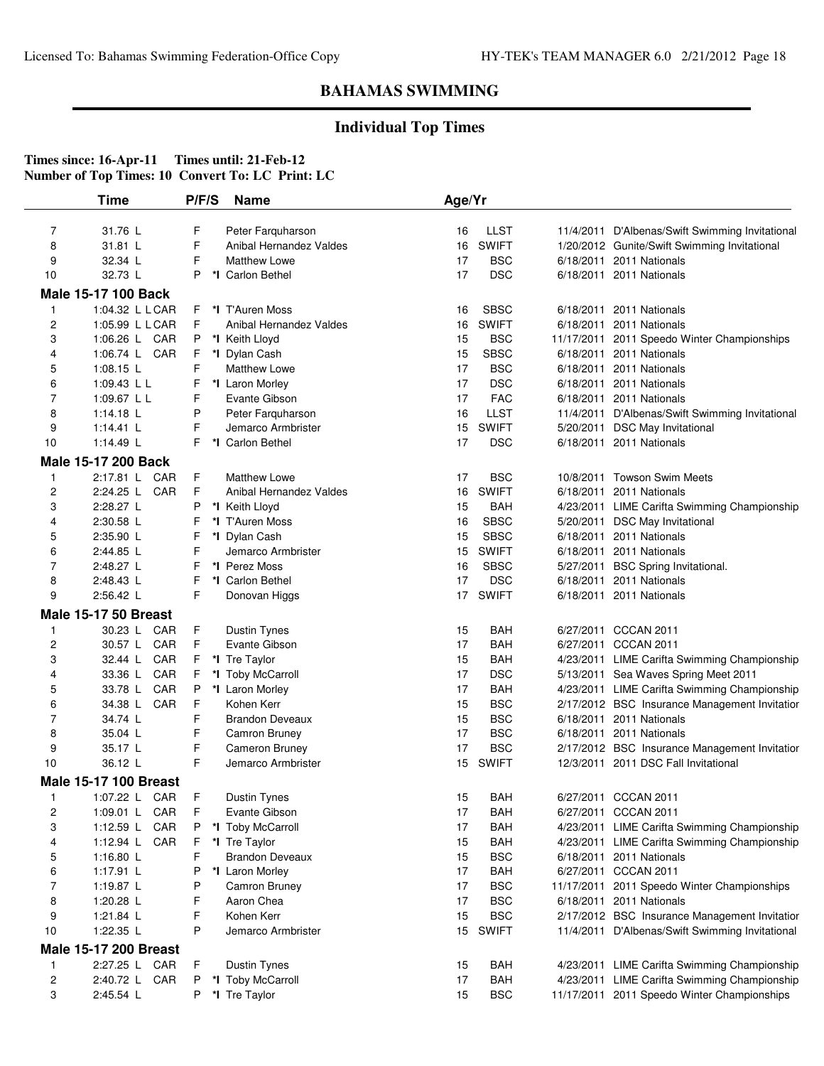# BAHAMAS SWIMMING

## Individual Top Times

**Times since: 16-Apr-11 Times until: 21-Feb-12**
**Number of Top Times: 10 Convert To: LC Print: LC**

| | Time | | P/F/S | | Name | Age/Yr | | | |
|---|---|---|---|---|---|---|---|---|---|
| 7 | 31.76 L | | F | | Peter Farquharson | 16 | LLST | 11/4/2011 | D'Albenas/Swift Swimming Invitational |
| 8 | 31.81 L | | F | | Anibal Hernandez Valdes | 16 | SWIFT | 1/20/2012 | Gunite/Swift Swimming Invitational |
| 9 | 32.34 L | | F | | Matthew Lowe | 17 | BSC | 6/18/2011 | 2011 Nationals |
| 10 | 32.73 L | | P | *I | Carlon Bethel | 17 | DSC | 6/18/2011 | 2011 Nationals |
| **Male 15-17 100 Back** | | | | | | | | | |
| 1 | 1:04.32 L L | CAR | F | *I | T'Auren Moss | 16 | SBSC | 6/18/2011 | 2011 Nationals |
| 2 | 1:05.99 L L | CAR | F | | Anibal Hernandez Valdes | 16 | SWIFT | 6/18/2011 | 2011 Nationals |
| 3 | 1:06.26 L | CAR | P | *I | Keith Lloyd | 15 | BSC | 11/17/2011 | 2011 Speedo Winter Championships |
| 4 | 1:06.74 L | CAR | F | *I | Dylan Cash | 15 | SBSC | 6/18/2011 | 2011 Nationals |
| 5 | 1:08.15 L | | F | | Matthew Lowe | 17 | BSC | 6/18/2011 | 2011 Nationals |
| 6 | 1:09.43 L L | | F | *I | Laron Morley | 17 | DSC | 6/18/2011 | 2011 Nationals |
| 7 | 1:09.67 L L | | F | | Evante Gibson | 17 | FAC | 6/18/2011 | 2011 Nationals |
| 8 | 1:14.18 L | | P | | Peter Farquharson | 16 | LLST | 11/4/2011 | D'Albenas/Swift Swimming Invitational |
| 9 | 1:14.41 L | | F | | Jemarco Armbrister | 15 | SWIFT | 5/20/2011 | DSC May Invitational |
| 10 | 1:14.49 L | | F | *I | Carlon Bethel | 17 | DSC | 6/18/2011 | 2011 Nationals |
| **Male 15-17 200 Back** | | | | | | | | | |
| 1 | 2:17.81 L | CAR | F | | Matthew Lowe | 17 | BSC | 10/8/2011 | Towson Swim Meets |
| 2 | 2:24.25 L | CAR | F | | Anibal Hernandez Valdes | 16 | SWIFT | 6/18/2011 | 2011 Nationals |
| 3 | 2:28.27 L | | P | *I | Keith Lloyd | 15 | BAH | 4/23/2011 | LIME Carifta Swimming Championship |
| 4 | 2:30.58 L | | F | *I | T'Auren Moss | 16 | SBSC | 5/20/2011 | DSC May Invitational |
| 5 | 2:35.90 L | | F | *I | Dylan Cash | 15 | SBSC | 6/18/2011 | 2011 Nationals |
| 6 | 2:44.85 L | | F | | Jemarco Armbrister | 15 | SWIFT | 6/18/2011 | 2011 Nationals |
| 7 | 2:48.27 L | | F | *I | Perez Moss | 16 | SBSC | 5/27/2011 | BSC Spring Invitational. |
| 8 | 2:48.43 L | | F | *I | Carlon Bethel | 17 | DSC | 6/18/2011 | 2011 Nationals |
| 9 | 2:56.42 L | | F | | Donovan Higgs | 17 | SWIFT | 6/18/2011 | 2011 Nationals |
| **Male 15-17 50 Breast** | | | | | | | | | |
| 1 | 30.23 L | CAR | F | | Dustin Tynes | 15 | BAH | 6/27/2011 | CCCAN 2011 |
| 2 | 30.57 L | CAR | F | | Evante Gibson | 17 | BAH | 6/27/2011 | CCCAN 2011 |
| 3 | 32.44 L | CAR | F | *I | Tre Taylor | 15 | BAH | 4/23/2011 | LIME Carifta Swimming Championship |
| 4 | 33.36 L | CAR | F | *I | Toby McCarroll | 17 | DSC | 5/13/2011 | Sea Waves Spring Meet 2011 |
| 5 | 33.78 L | CAR | P | *I | Laron Morley | 17 | BAH | 4/23/2011 | LIME Carifta Swimming Championship |
| 6 | 34.38 L | CAR | F | | Kohen Kerr | 15 | BSC | 2/17/2012 | BSC Insurance Management Invitatior |
| 7 | 34.74 L | | F | | Brandon Deveaux | 15 | BSC | 6/18/2011 | 2011 Nationals |
| 8 | 35.04 L | | F | | Camron Bruney | 17 | BSC | 6/18/2011 | 2011 Nationals |
| 9 | 35.17 L | | F | | Cameron Bruney | 17 | BSC | 2/17/2012 | BSC Insurance Management Invitatior |
| 10 | 36.12 L | | F | | Jemarco Armbrister | 15 | SWIFT | 12/3/2011 | 2011 DSC Fall Invitational |
| **Male 15-17 100 Breast** | | | | | | | | | |
| 1 | 1:07.22 L | CAR | F | | Dustin Tynes | 15 | BAH | 6/27/2011 | CCCAN 2011 |
| 2 | 1:09.01 L | CAR | F | | Evante Gibson | 17 | BAH | 6/27/2011 | CCCAN 2011 |
| 3 | 1:12.59 L | CAR | P | *I | Toby McCarroll | 17 | BAH | 4/23/2011 | LIME Carifta Swimming Championship |
| 4 | 1:12.94 L | CAR | F | *I | Tre Taylor | 15 | BAH | 4/23/2011 | LIME Carifta Swimming Championship |
| 5 | 1:16.80 L | | F | | Brandon Deveaux | 15 | BSC | 6/18/2011 | 2011 Nationals |
| 6 | 1:17.91 L | | P | *I | Laron Morley | 17 | BAH | 6/27/2011 | CCCAN 2011 |
| 7 | 1:19.87 L | | P | | Camron Bruney | 17 | BSC | 11/17/2011 | 2011 Speedo Winter Championships |
| 8 | 1:20.28 L | | F | | Aaron Chea | 17 | BSC | 6/18/2011 | 2011 Nationals |
| 9 | 1:21.84 L | | F | | Kohen Kerr | 15 | BSC | 2/17/2012 | BSC Insurance Management Invitatior |
| 10 | 1:22.35 L | | P | | Jemarco Armbrister | 15 | SWIFT | 11/4/2011 | D'Albenas/Swift Swimming Invitational |
| **Male 15-17 200 Breast** | | | | | | | | | |
| 1 | 2:27.25 L | CAR | F | | Dustin Tynes | 15 | BAH | 4/23/2011 | LIME Carifta Swimming Championship |
| 2 | 2:40.72 L | CAR | P | *I | Toby McCarroll | 17 | BAH | 4/23/2011 | LIME Carifta Swimming Championship |
| 3 | 2:45.54 L | | P | *I | Tre Taylor | 15 | BSC | 11/17/2011 | 2011 Speedo Winter Championships |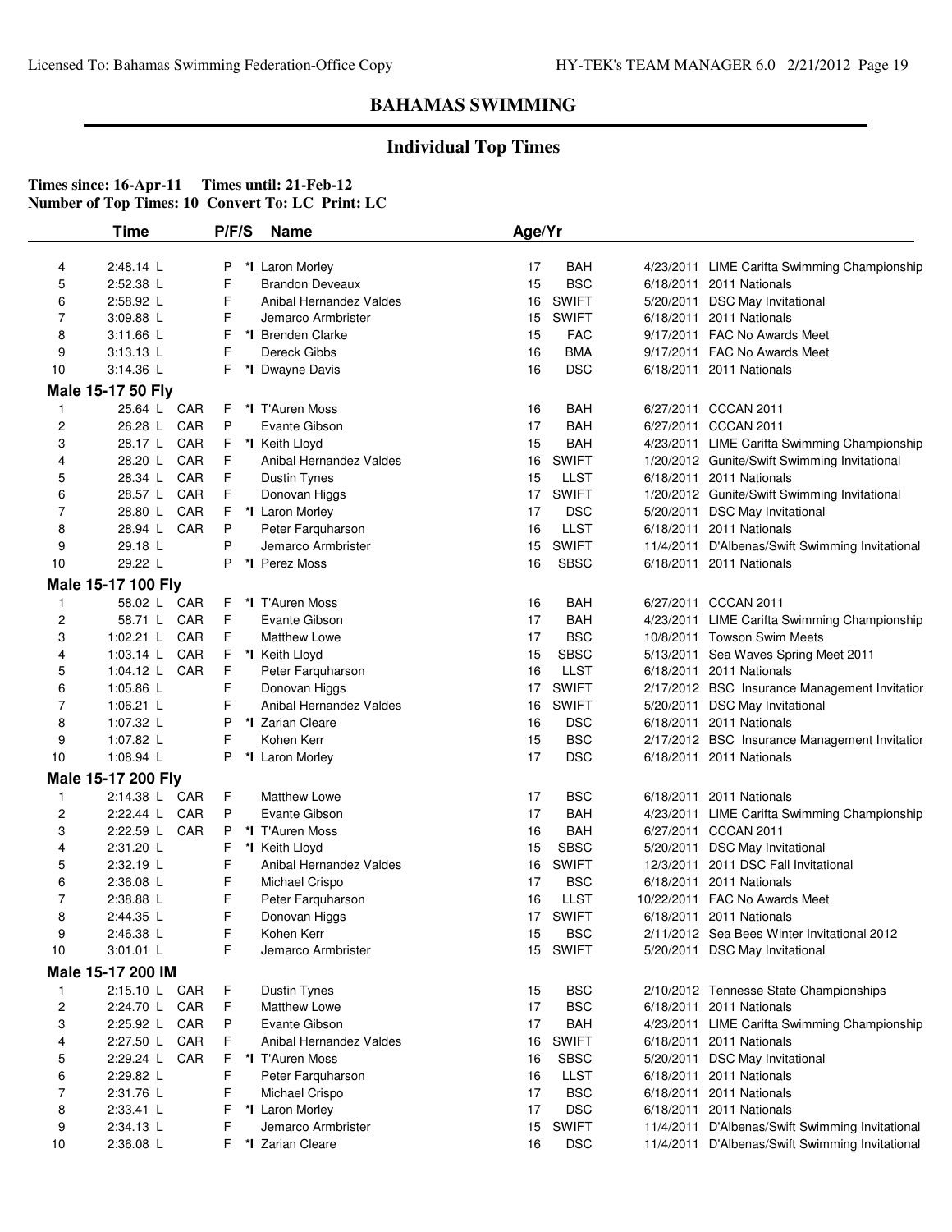# BAHAMAS SWIMMING

## Individual Top Times

**Times since: 16-Apr-11 Times until: 21-Feb-12**
**Number of Top Times: 10 Convert To: LC Print: LC**

| | Time | | P/F/S | | Name | Age/Yr | | | |
|---|---|---|---|---|---|---|---|---|---|
| 4 | 2:48.14 L | | P | *I | Laron Morley | 17 | BAH | 4/23/2011 | LIME Carifta Swimming Championship |
| 5 | 2:52.38 L | | F | | Brandon Deveaux | 15 | BSC | 6/18/2011 | 2011 Nationals |
| 6 | 2:58.92 L | | F | | Anibal Hernandez Valdes | 16 | SWIFT | 5/20/2011 | DSC May Invitational |
| 7 | 3:09.88 L | | F | | Jemarco Armbrister | 15 | SWIFT | 6/18/2011 | 2011 Nationals |
| 8 | 3:11.66 L | | F | *I | Brenden Clarke | 15 | FAC | 9/17/2011 | FAC No Awards Meet |
| 9 | 3:13.13 L | | F | | Dereck Gibbs | 16 | BMA | 9/17/2011 | FAC No Awards Meet |
| 10 | 3:14.36 L | | F | *I | Dwayne Davis | 16 | DSC | 6/18/2011 | 2011 Nationals |

**Male 15-17 50 Fly**

| | Time | | P/F/S | | Name | Age/Yr | | | |
|---|---|---|---|---|---|---|---|---|---|
| 1 | 25.64 L | CAR | F | *I | T'Auren Moss | 16 | BAH | 6/27/2011 | CCCAN 2011 |
| 2 | 26.28 L | CAR | P | | Evante Gibson | 17 | BAH | 6/27/2011 | CCCAN 2011 |
| 3 | 28.17 L | CAR | F | *I | Keith Lloyd | 15 | BAH | 4/23/2011 | LIME Carifta Swimming Championship |
| 4 | 28.20 L | CAR | F | | Anibal Hernandez Valdes | 16 | SWIFT | 1/20/2012 | Gunite/Swift Swimming Invitational |
| 5 | 28.34 L | CAR | F | | Dustin Tynes | 15 | LLST | 6/18/2011 | 2011 Nationals |
| 6 | 28.57 L | CAR | F | | Donovan Higgs | 17 | SWIFT | 1/20/2012 | Gunite/Swift Swimming Invitational |
| 7 | 28.80 L | CAR | F | *I | Laron Morley | 17 | DSC | 5/20/2011 | DSC May Invitational |
| 8 | 28.94 L | CAR | P | | Peter Farquharson | 16 | LLST | 6/18/2011 | 2011 Nationals |
| 9 | 29.18 L | | P | | Jemarco Armbrister | 15 | SWIFT | 11/4/2011 | D'Albenas/Swift Swimming Invitational |
| 10 | 29.22 L | | P | *I | Perez Moss | 16 | SBSC | 6/18/2011 | 2011 Nationals |

**Male 15-17 100 Fly**

| | Time | | P/F/S | | Name | Age/Yr | | | |
|---|---|---|---|---|---|---|---|---|---|
| 1 | 58.02 L | CAR | F | *I | T'Auren Moss | 16 | BAH | 6/27/2011 | CCCAN 2011 |
| 2 | 58.71 L | CAR | F | | Evante Gibson | 17 | BAH | 4/23/2011 | LIME Carifta Swimming Championship |
| 3 | 1:02.21 L | CAR | F | | Matthew Lowe | 17 | BSC | 10/8/2011 | Towson Swim Meets |
| 4 | 1:03.14 L | CAR | F | *I | Keith Lloyd | 15 | SBSC | 5/13/2011 | Sea Waves Spring Meet 2011 |
| 5 | 1:04.12 L | CAR | F | | Peter Farquharson | 16 | LLST | 6/18/2011 | 2011 Nationals |
| 6 | 1:05.86 L | | F | | Donovan Higgs | 17 | SWIFT | 2/17/2012 | BSC Insurance Management Invitatior |
| 7 | 1:06.21 L | | F | | Anibal Hernandez Valdes | 16 | SWIFT | 5/20/2011 | DSC May Invitational |
| 8 | 1:07.32 L | | P | *I | Zarian Cleare | 16 | DSC | 6/18/2011 | 2011 Nationals |
| 9 | 1:07.82 L | | F | | Kohen Kerr | 15 | BSC | 2/17/2012 | BSC Insurance Management Invitatior |
| 10 | 1:08.94 L | | P | *I | Laron Morley | 17 | DSC | 6/18/2011 | 2011 Nationals |

**Male 15-17 200 Fly**

| | Time | | P/F/S | | Name | Age/Yr | | | |
|---|---|---|---|---|---|---|---|---|---|
| 1 | 2:14.38 L | CAR | F | | Matthew Lowe | 17 | BSC | 6/18/2011 | 2011 Nationals |
| 2 | 2:22.44 L | CAR | P | | Evante Gibson | 17 | BAH | 4/23/2011 | LIME Carifta Swimming Championship |
| 3 | 2:22.59 L | CAR | P | *I | T'Auren Moss | 16 | BAH | 6/27/2011 | CCCAN 2011 |
| 4 | 2:31.20 L | | F | *I | Keith Lloyd | 15 | SBSC | 5/20/2011 | DSC May Invitational |
| 5 | 2:32.19 L | | F | | Anibal Hernandez Valdes | 16 | SWIFT | 12/3/2011 | 2011 DSC Fall Invitational |
| 6 | 2:36.08 L | | F | | Michael Crispo | 17 | BSC | 6/18/2011 | 2011 Nationals |
| 7 | 2:38.88 L | | F | | Peter Farquharson | 16 | LLST | 10/22/2011 | FAC No Awards Meet |
| 8 | 2:44.35 L | | F | | Donovan Higgs | 17 | SWIFT | 6/18/2011 | 2011 Nationals |
| 9 | 2:46.38 L | | F | | Kohen Kerr | 15 | BSC | 2/11/2012 | Sea Bees Winter Invitational 2012 |
| 10 | 3:01.01 L | | F | | Jemarco Armbrister | 15 | SWIFT | 5/20/2011 | DSC May Invitational |

**Male 15-17 200 IM**

| | Time | | P/F/S | | Name | Age/Yr | | | |
|---|---|---|---|---|---|---|---|---|---|
| 1 | 2:15.10 L | CAR | F | | Dustin Tynes | 15 | BSC | 2/10/2012 | Tennesse State Championships |
| 2 | 2:24.70 L | CAR | F | | Matthew Lowe | 17 | BSC | 6/18/2011 | 2011 Nationals |
| 3 | 2:25.92 L | CAR | P | | Evante Gibson | 17 | BAH | 4/23/2011 | LIME Carifta Swimming Championship |
| 4 | 2:27.50 L | CAR | F | | Anibal Hernandez Valdes | 16 | SWIFT | 6/18/2011 | 2011 Nationals |
| 5 | 2:29.24 L | CAR | F | *I | T'Auren Moss | 16 | SBSC | 5/20/2011 | DSC May Invitational |
| 6 | 2:29.82 L | | F | | Peter Farquharson | 16 | LLST | 6/18/2011 | 2011 Nationals |
| 7 | 2:31.76 L | | F | | Michael Crispo | 17 | BSC | 6/18/2011 | 2011 Nationals |
| 8 | 2:33.41 L | | F | *I | Laron Morley | 17 | DSC | 6/18/2011 | 2011 Nationals |
| 9 | 2:34.13 L | | F | | Jemarco Armbrister | 15 | SWIFT | 11/4/2011 | D'Albenas/Swift Swimming Invitational |
| 10 | 2:36.08 L | | F | *I | Zarian Cleare | 16 | DSC | 11/4/2011 | D'Albenas/Swift Swimming Invitational |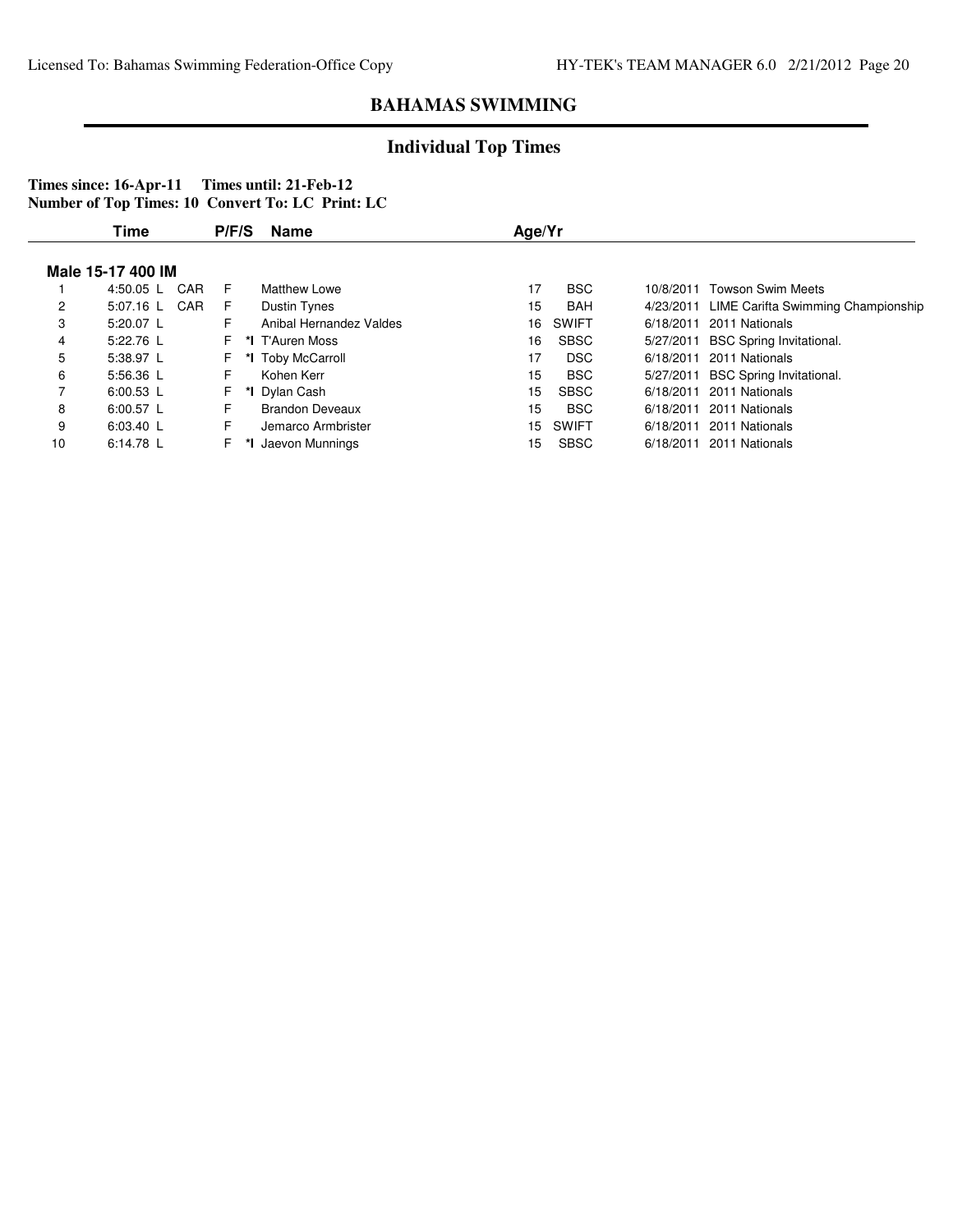## BAHAMAS SWIMMING

### Individual Top Times

**Times since: 16-Apr-11 Times until: 21-Feb-12**
**Number of Top Times: 10 Convert To: LC Print: LC**

**Male 15-17 400 IM**

| | Time | | P/F/S | | Name | Age/Yr | | | |
|---|---|---|---|---|---|---|---|---|---|
| 1 | 4:50.05 L | CAR | F | | Matthew Lowe | 17 | BSC | 10/8/2011 | Towson Swim Meets |
| 2 | 5:07.16 L | CAR | F | | Dustin Tynes | 15 | BAH | 4/23/2011 | LIME Carifta Swimming Championship |
| 3 | 5:20.07 L | | F | | Anibal Hernandez Valdes | 16 | SWIFT | 6/18/2011 | 2011 Nationals |
| 4 | 5:22.76 L | | F | *I | T'Auren Moss | 16 | SBSC | 5/27/2011 | BSC Spring Invitational. |
| 5 | 5:38.97 L | | F | *I | Toby McCarroll | 17 | DSC | 6/18/2011 | 2011 Nationals |
| 6 | 5:56.36 L | | F | | Kohen Kerr | 15 | BSC | 5/27/2011 | BSC Spring Invitational. |
| 7 | 6:00.53 L | | F | *I | Dylan Cash | 15 | SBSC | 6/18/2011 | 2011 Nationals |
| 8 | 6:00.57 L | | F | | Brandon Deveaux | 15 | BSC | 6/18/2011 | 2011 Nationals |
| 9 | 6:03.40 L | | F | | Jemarco Armbrister | 15 | SWIFT | 6/18/2011 | 2011 Nationals |
| 10 | 6:14.78 L | | F | *I | Jaevon Munnings | 15 | SBSC | 6/18/2011 | 2011 Nationals |